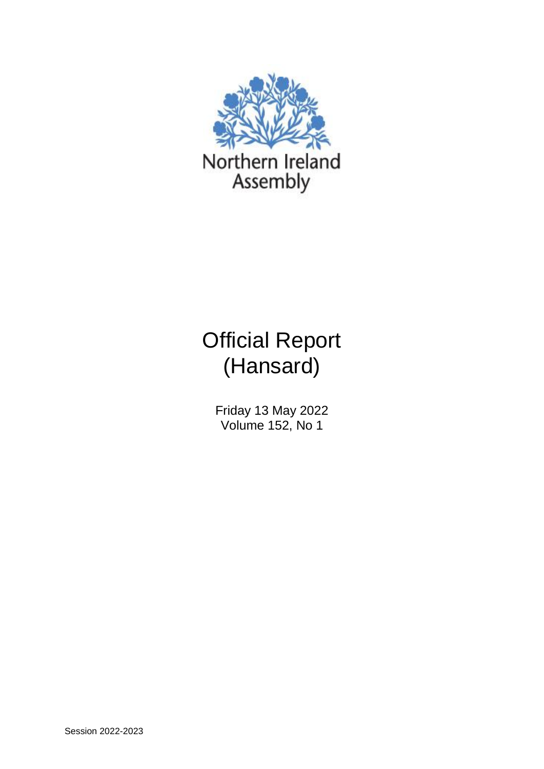Northern Ireland Assembly

# Official Report (Hansard)

Friday 13 May 2022
Volume 152, No 1

Session 2022-2023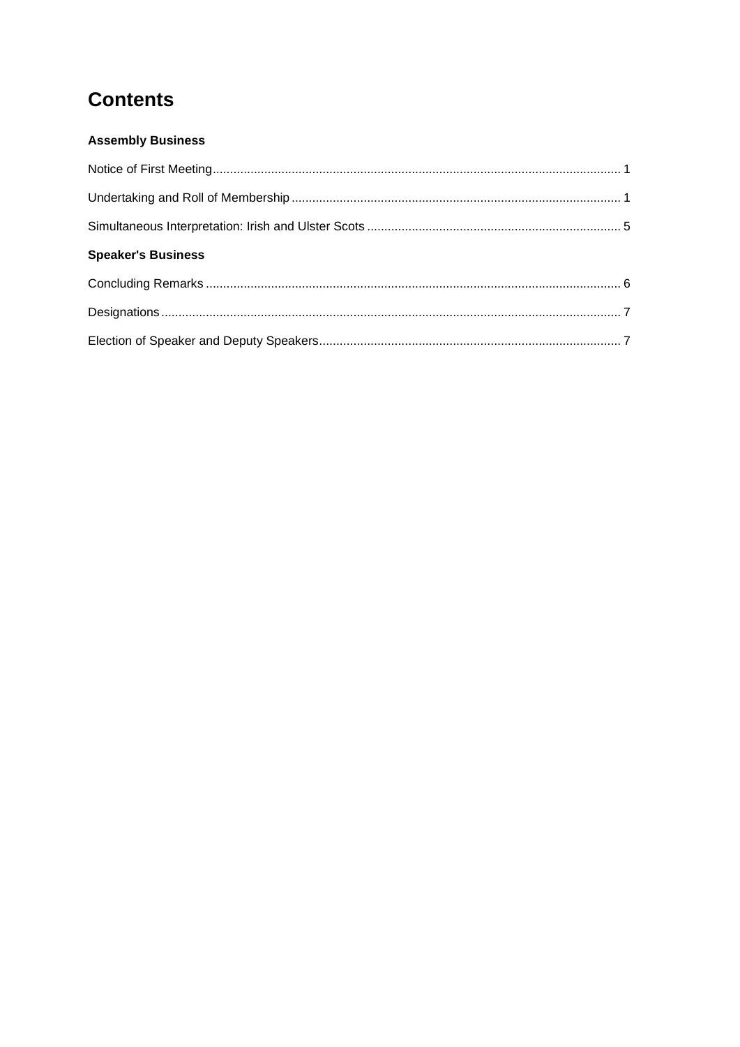# Contents

**Assembly Business**

Notice of First Meeting ........................................................................................................... 1

Undertaking and Roll of Membership ..................................................................................... 1

Simultaneous Interpretation: Irish and Ulster Scots ................................................................ 5

**Speaker's Business**

Concluding Remarks ............................................................................................................. 6

Designations .......................................................................................................................... 7

Election of Speaker and Deputy Speakers ............................................................................. 7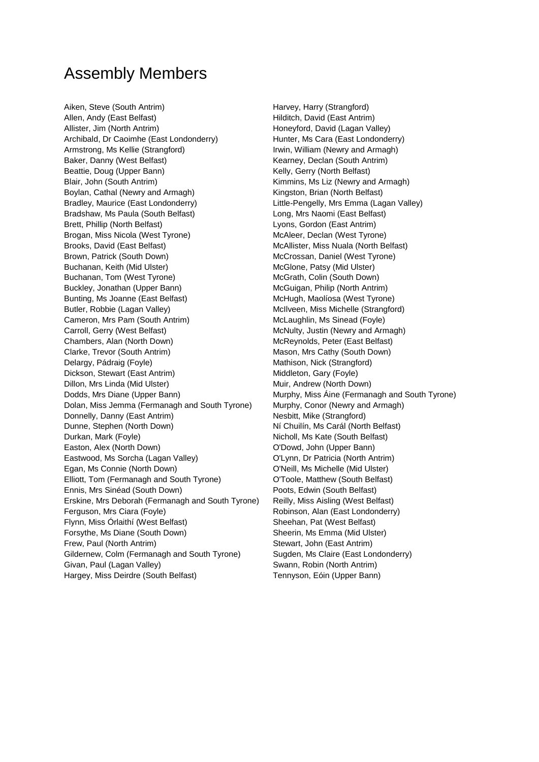# Assembly Members

Aiken, Steve (South Antrim)
Allen, Andy (East Belfast)
Allister, Jim (North Antrim)
Archibald, Dr Caoimhe (East Londonderry)
Armstrong, Ms Kellie (Strangford)
Baker, Danny (West Belfast)
Beattie, Doug (Upper Bann)
Blair, John (South Antrim)
Boylan, Cathal (Newry and Armagh)
Bradley, Maurice (East Londonderry)
Bradshaw, Ms Paula (South Belfast)
Brett, Phillip (North Belfast)
Brogan, Miss Nicola (West Tyrone)
Brooks, David (East Belfast)
Brown, Patrick (South Down)
Buchanan, Keith (Mid Ulster)
Buchanan, Tom (West Tyrone)
Buckley, Jonathan (Upper Bann)
Bunting, Ms Joanne (East Belfast)
Butler, Robbie (Lagan Valley)
Cameron, Mrs Pam (South Antrim)
Carroll, Gerry (West Belfast)
Chambers, Alan (North Down)
Clarke, Trevor (South Antrim)
Delargy, Pádraig (Foyle)
Dickson, Stewart (East Antrim)
Dillon, Mrs Linda (Mid Ulster)
Dodds, Mrs Diane (Upper Bann)
Dolan, Miss Jemma (Fermanagh and South Tyrone)
Donnelly, Danny (East Antrim)
Dunne, Stephen (North Down)
Durkan, Mark (Foyle)
Easton, Alex (North Down)
Eastwood, Ms Sorcha (Lagan Valley)
Egan, Ms Connie (North Down)
Elliott, Tom (Fermanagh and South Tyrone)
Ennis, Mrs Sinéad (South Down)
Erskine, Mrs Deborah (Fermanagh and South Tyrone)
Ferguson, Mrs Ciara (Foyle)
Flynn, Miss Órlaithí (West Belfast)
Forsythe, Ms Diane (South Down)
Frew, Paul (North Antrim)
Gildernew, Colm (Fermanagh and South Tyrone)
Givan, Paul (Lagan Valley)
Hargey, Miss Deirdre (South Belfast)
Harvey, Harry (Strangford)
Hilditch, David (East Antrim)
Honeyford, David (Lagan Valley)
Hunter, Ms Cara (East Londonderry)
Irwin, William (Newry and Armagh)
Kearney, Declan (South Antrim)
Kelly, Gerry (North Belfast)
Kimmins, Ms Liz (Newry and Armagh)
Kingston, Brian (North Belfast)
Little-Pengelly, Mrs Emma (Lagan Valley)
Long, Mrs Naomi (East Belfast)
Lyons, Gordon (East Antrim)
McAleer, Declan (West Tyrone)
McAllister, Miss Nuala (North Belfast)
McCrossan, Daniel (West Tyrone)
McGlone, Patsy (Mid Ulster)
McGrath, Colin (South Down)
McGuigan, Philip (North Antrim)
McHugh, Maolíosa (West Tyrone)
McIlveen, Miss Michelle (Strangford)
McLaughlin, Ms Sinead (Foyle)
McNulty, Justin (Newry and Armagh)
McReynolds, Peter (East Belfast)
Mason, Mrs Cathy (South Down)
Mathison, Nick (Strangford)
Middleton, Gary (Foyle)
Muir, Andrew (North Down)
Murphy, Miss Áine (Fermanagh and South Tyrone)
Murphy, Conor (Newry and Armagh)
Nesbitt, Mike (Strangford)
Ní Chuilín, Ms Carál (North Belfast)
Nicholl, Ms Kate (South Belfast)
O'Dowd, John (Upper Bann)
O'Lynn, Dr Patricia (North Antrim)
O'Neill, Ms Michelle (Mid Ulster)
O'Toole, Matthew (South Belfast)
Poots, Edwin (South Belfast)
Reilly, Miss Aisling (West Belfast)
Robinson, Alan (East Londonderry)
Sheehan, Pat (West Belfast)
Sheerin, Ms Emma (Mid Ulster)
Stewart, John (East Antrim)
Sugden, Ms Claire (East Londonderry)
Swann, Robin (North Antrim)
Tennyson, Eóin (Upper Bann)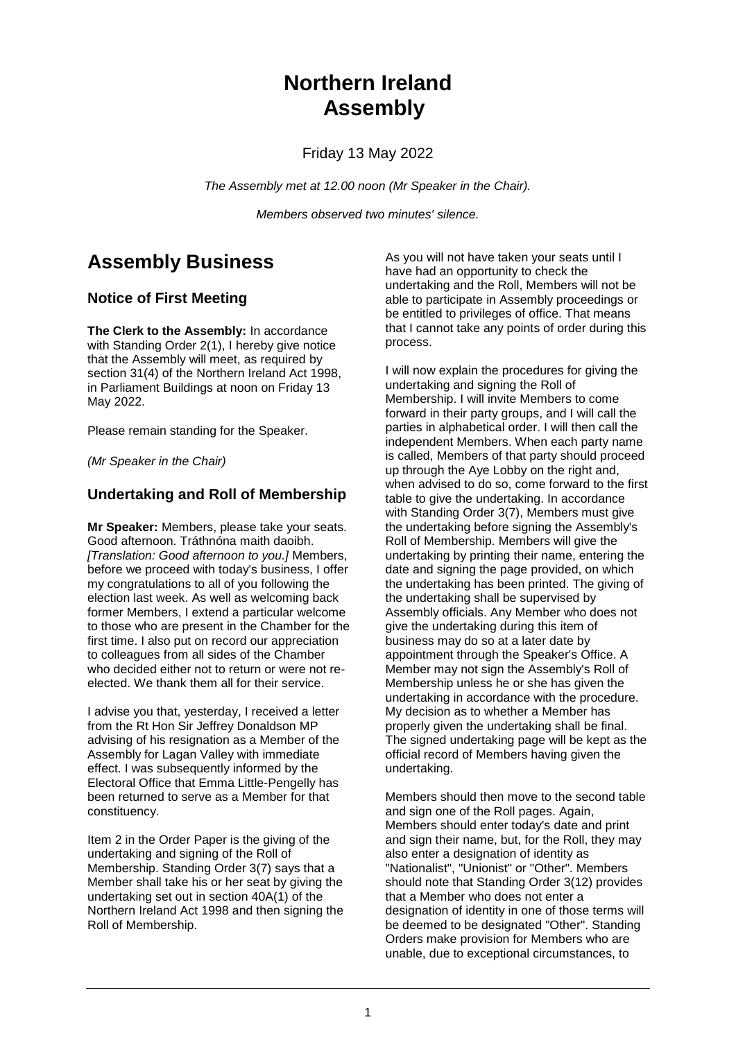# Northern Ireland Assembly

Friday 13 May 2022

*The Assembly met at 12.00 noon (Mr Speaker in the Chair).*

*Members observed two minutes' silence.*

## Assembly Business

### Notice of First Meeting

**The Clerk to the Assembly:** In accordance with Standing Order 2(1), I hereby give notice that the Assembly will meet, as required by section 31(4) of the Northern Ireland Act 1998, in Parliament Buildings at noon on Friday 13 May 2022.

Please remain standing for the Speaker.

*(Mr Speaker in the Chair)*

### Undertaking and Roll of Membership

**Mr Speaker:** Members, please take your seats. Good afternoon. Tráthnóna maith daoibh. *[Translation: Good afternoon to you.]* Members, before we proceed with today's business, I offer my congratulations to all of you following the election last week. As well as welcoming back former Members, I extend a particular welcome to those who are present in the Chamber for the first time. I also put on record our appreciation to colleagues from all sides of the Chamber who decided either not to return or were not re-elected. We thank them all for their service.

I advise you that, yesterday, I received a letter from the Rt Hon Sir Jeffrey Donaldson MP advising of his resignation as a Member of the Assembly for Lagan Valley with immediate effect. I was subsequently informed by the Electoral Office that Emma Little-Pengelly has been returned to serve as a Member for that constituency.

Item 2 in the Order Paper is the giving of the undertaking and signing of the Roll of Membership. Standing Order 3(7) says that a Member shall take his or her seat by giving the undertaking set out in section 40A(1) of the Northern Ireland Act 1998 and then signing the Roll of Membership.

As you will not have taken your seats until I have had an opportunity to check the undertaking and the Roll, Members will not be able to participate in Assembly proceedings or be entitled to privileges of office. That means that I cannot take any points of order during this process.

I will now explain the procedures for giving the undertaking and signing the Roll of Membership. I will invite Members to come forward in their party groups, and I will call the parties in alphabetical order. I will then call the independent Members. When each party name is called, Members of that party should proceed up through the Aye Lobby on the right and, when advised to do so, come forward to the first table to give the undertaking. In accordance with Standing Order 3(7), Members must give the undertaking before signing the Assembly's Roll of Membership. Members will give the undertaking by printing their name, entering the date and signing the page provided, on which the undertaking has been printed. The giving of the undertaking shall be supervised by Assembly officials. Any Member who does not give the undertaking during this item of business may do so at a later date by appointment through the Speaker's Office. A Member may not sign the Assembly's Roll of Membership unless he or she has given the undertaking in accordance with the procedure. My decision as to whether a Member has properly given the undertaking shall be final. The signed undertaking page will be kept as the official record of Members having given the undertaking.

Members should then move to the second table and sign one of the Roll pages. Again, Members should enter today's date and print and sign their name, but, for the Roll, they may also enter a designation of identity as "Nationalist", "Unionist" or "Other". Members should note that Standing Order 3(12) provides that a Member who does not enter a designation of identity in one of those terms will be deemed to be designated "Other". Standing Orders make provision for Members who are unable, due to exceptional circumstances, to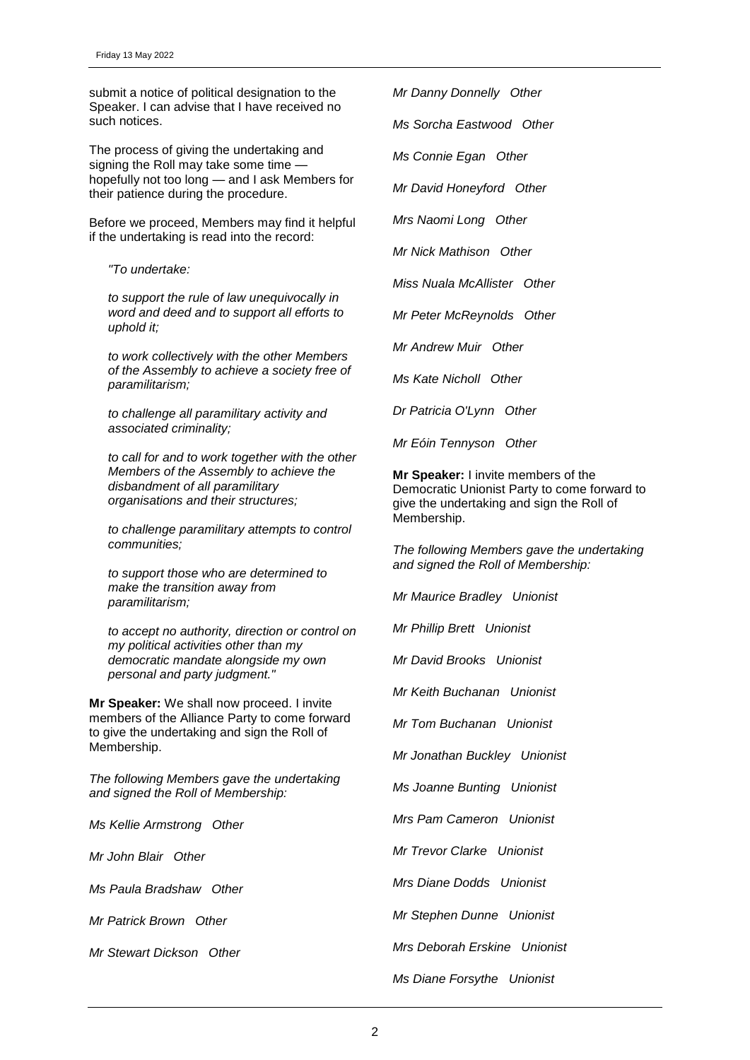submit a notice of political designation to the Speaker. I can advise that I have received no such notices.

The process of giving the undertaking and signing the Roll may take some time — hopefully not too long — and I ask Members for their patience during the procedure.

Before we proceed, Members may find it helpful if the undertaking is read into the record:

> *"To undertake:*
>
> *to support the rule of law unequivocally in word and deed and to support all efforts to uphold it;*
>
> *to work collectively with the other Members of the Assembly to achieve a society free of paramilitarism;*
>
> *to challenge all paramilitary activity and associated criminality;*
>
> *to call for and to work together with the other Members of the Assembly to achieve the disbandment of all paramilitary organisations and their structures;*
>
> *to challenge paramilitary attempts to control communities;*
>
> *to support those who are determined to make the transition away from paramilitarism;*
>
> *to accept no authority, direction or control on my political activities other than my democratic mandate alongside my own personal and party judgment."*

**Mr Speaker:** We shall now proceed. I invite members of the Alliance Party to come forward to give the undertaking and sign the Roll of Membership.

*The following Members gave the undertaking and signed the Roll of Membership:*

*Ms Kellie Armstrong Other*

*Mr John Blair Other*

*Ms Paula Bradshaw Other*

*Mr Patrick Brown Other*

*Mr Stewart Dickson Other*

*Mr Danny Donnelly Other*

*Ms Sorcha Eastwood Other*

*Ms Connie Egan Other*

*Mr David Honeyford Other*

*Mrs Naomi Long Other*

*Mr Nick Mathison Other*

*Miss Nuala McAllister Other*

*Mr Peter McReynolds Other*

*Mr Andrew Muir Other*

*Ms Kate Nicholl Other*

*Dr Patricia O'Lynn Other*

*Mr Eóin Tennyson Other*

**Mr Speaker:** I invite members of the Democratic Unionist Party to come forward to give the undertaking and sign the Roll of Membership.

*The following Members gave the undertaking and signed the Roll of Membership:*

*Mr Maurice Bradley Unionist*

*Mr Phillip Brett Unionist*

*Mr David Brooks Unionist*

*Mr Keith Buchanan Unionist*

*Mr Tom Buchanan Unionist*

*Mr Jonathan Buckley Unionist*

*Ms Joanne Bunting Unionist*

*Mrs Pam Cameron Unionist*

*Mr Trevor Clarke Unionist*

*Mrs Diane Dodds Unionist*

*Mr Stephen Dunne Unionist*

*Mrs Deborah Erskine Unionist*

*Ms Diane Forsythe Unionist*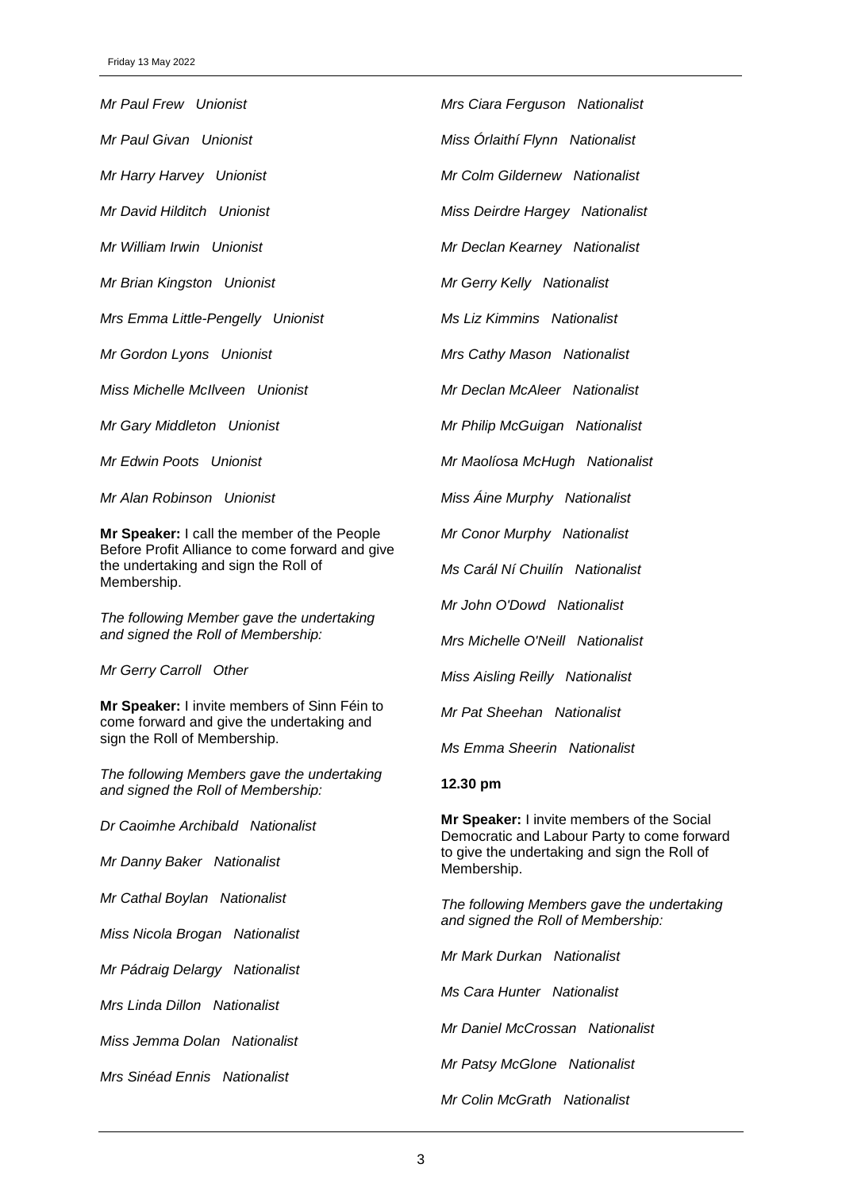*Mr Paul Frew   Unionist*

*Mr Paul Givan   Unionist*

*Mr Harry Harvey   Unionist*

*Mr David Hilditch   Unionist*

*Mr William Irwin   Unionist*

*Mr Brian Kingston   Unionist*

*Mrs Emma Little-Pengelly   Unionist*

*Mr Gordon Lyons   Unionist*

*Miss Michelle McIlveen   Unionist*

*Mr Gary Middleton   Unionist*

*Mr Edwin Poots   Unionist*

*Mr Alan Robinson   Unionist*

**Mr Speaker:** I call the member of the People Before Profit Alliance to come forward and give the undertaking and sign the Roll of Membership.

*The following Member gave the undertaking and signed the Roll of Membership:*

*Mr Gerry Carroll   Other*

**Mr Speaker:** I invite members of Sinn Féin to come forward and give the undertaking and sign the Roll of Membership.

*The following Members gave the undertaking and signed the Roll of Membership:*

*Dr Caoimhe Archibald   Nationalist*

*Mr Danny Baker   Nationalist*

*Mr Cathal Boylan   Nationalist*

*Miss Nicola Brogan   Nationalist*

*Mr Pádraig Delargy   Nationalist*

*Mrs Linda Dillon   Nationalist*

*Miss Jemma Dolan   Nationalist*

*Mrs Sinéad Ennis   Nationalist*

*Mrs Ciara Ferguson   Nationalist*

*Miss Órlaithí Flynn   Nationalist*

*Mr Colm Gildernew   Nationalist*

*Miss Deirdre Hargey   Nationalist*

*Mr Declan Kearney   Nationalist*

*Mr Gerry Kelly   Nationalist*

*Ms Liz Kimmins   Nationalist*

*Mrs Cathy Mason   Nationalist*

*Mr Declan McAleer   Nationalist*

*Mr Philip McGuigan   Nationalist*

*Mr Maolíosa McHugh   Nationalist*

*Miss Áine Murphy   Nationalist*

*Mr Conor Murphy   Nationalist*

*Ms Carál Ní Chuilín   Nationalist*

*Mr John O'Dowd   Nationalist*

*Mrs Michelle O'Neill   Nationalist*

*Miss Aisling Reilly   Nationalist*

*Mr Pat Sheehan   Nationalist*

*Ms Emma Sheerin   Nationalist*

**12.30 pm**

**Mr Speaker:** I invite members of the Social Democratic and Labour Party to come forward to give the undertaking and sign the Roll of Membership.

*The following Members gave the undertaking and signed the Roll of Membership:*

*Mr Mark Durkan   Nationalist*

*Ms Cara Hunter   Nationalist*

*Mr Daniel McCrossan   Nationalist*

*Mr Patsy McGlone   Nationalist*

*Mr Colin McGrath   Nationalist*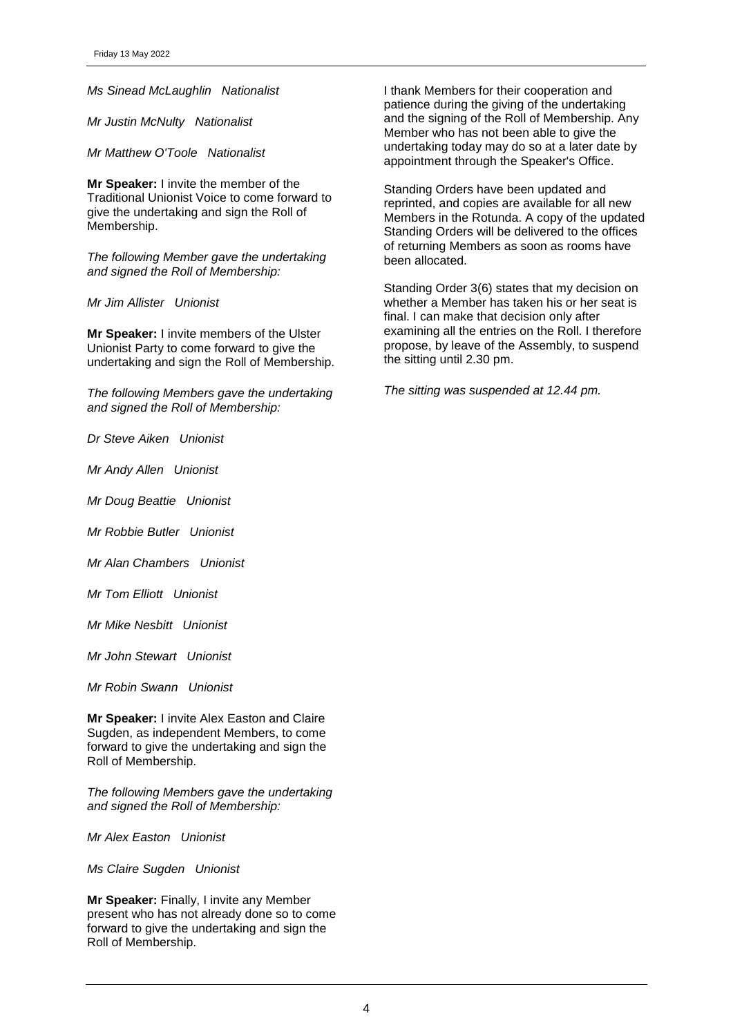*Ms Sinead McLaughlin   Nationalist*

*Mr Justin McNulty   Nationalist*

*Mr Matthew O'Toole   Nationalist*

**Mr Speaker:** I invite the member of the Traditional Unionist Voice to come forward to give the undertaking and sign the Roll of Membership.

*The following Member gave the undertaking and signed the Roll of Membership:*

*Mr Jim Allister   Unionist*

**Mr Speaker:** I invite members of the Ulster Unionist Party to come forward to give the undertaking and sign the Roll of Membership.

*The following Members gave the undertaking and signed the Roll of Membership:*

*Dr Steve Aiken   Unionist*

*Mr Andy Allen   Unionist*

*Mr Doug Beattie   Unionist*

*Mr Robbie Butler   Unionist*

*Mr Alan Chambers   Unionist*

*Mr Tom Elliott   Unionist*

*Mr Mike Nesbitt   Unionist*

*Mr John Stewart   Unionist*

*Mr Robin Swann   Unionist*

**Mr Speaker:** I invite Alex Easton and Claire Sugden, as independent Members, to come forward to give the undertaking and sign the Roll of Membership.

*The following Members gave the undertaking and signed the Roll of Membership:*

*Mr Alex Easton   Unionist*

*Ms Claire Sugden   Unionist*

**Mr Speaker:** Finally, I invite any Member present who has not already done so to come forward to give the undertaking and sign the Roll of Membership.

I thank Members for their cooperation and patience during the giving of the undertaking and the signing of the Roll of Membership. Any Member who has not been able to give the undertaking today may do so at a later date by appointment through the Speaker's Office.

Standing Orders have been updated and reprinted, and copies are available for all new Members in the Rotunda. A copy of the updated Standing Orders will be delivered to the offices of returning Members as soon as rooms have been allocated.

Standing Order 3(6) states that my decision on whether a Member has taken his or her seat is final. I can make that decision only after examining all the entries on the Roll. I therefore propose, by leave of the Assembly, to suspend the sitting until 2.30 pm.

*The sitting was suspended at 12.44 pm.*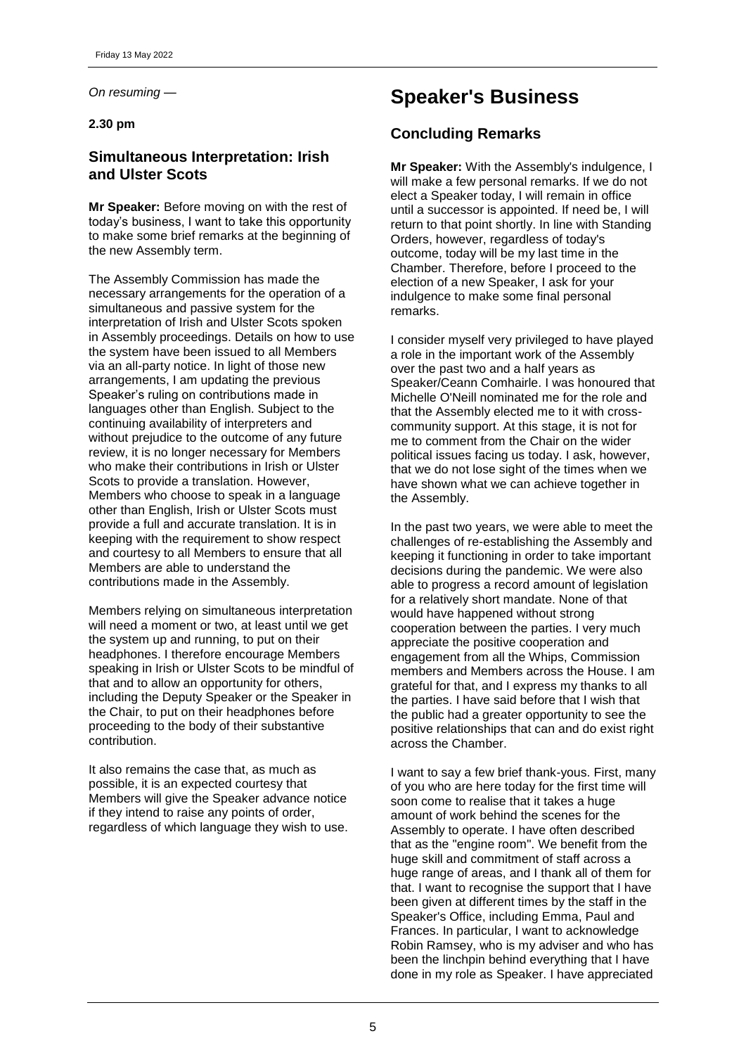*On resuming —*

**2.30 pm**

## Simultaneous Interpretation: Irish and Ulster Scots

**Mr Speaker:** Before moving on with the rest of today's business, I want to take this opportunity to make some brief remarks at the beginning of the new Assembly term.

The Assembly Commission has made the necessary arrangements for the operation of a simultaneous and passive system for the interpretation of Irish and Ulster Scots spoken in Assembly proceedings. Details on how to use the system have been issued to all Members via an all-party notice. In light of those new arrangements, I am updating the previous Speaker's ruling on contributions made in languages other than English. Subject to the continuing availability of interpreters and without prejudice to the outcome of any future review, it is no longer necessary for Members who make their contributions in Irish or Ulster Scots to provide a translation. However, Members who choose to speak in a language other than English, Irish or Ulster Scots must provide a full and accurate translation. It is in keeping with the requirement to show respect and courtesy to all Members to ensure that all Members are able to understand the contributions made in the Assembly.

Members relying on simultaneous interpretation will need a moment or two, at least until we get the system up and running, to put on their headphones. I therefore encourage Members speaking in Irish or Ulster Scots to be mindful of that and to allow an opportunity for others, including the Deputy Speaker or the Speaker in the Chair, to put on their headphones before proceeding to the body of their substantive contribution.

It also remains the case that, as much as possible, it is an expected courtesy that Members will give the Speaker advance notice if they intend to raise any points of order, regardless of which language they wish to use.

# Speaker's Business

## Concluding Remarks

**Mr Speaker:** With the Assembly's indulgence, I will make a few personal remarks. If we do not elect a Speaker today, I will remain in office until a successor is appointed. If need be, I will return to that point shortly. In line with Standing Orders, however, regardless of today's outcome, today will be my last time in the Chamber. Therefore, before I proceed to the election of a new Speaker, I ask for your indulgence to make some final personal remarks.

I consider myself very privileged to have played a role in the important work of the Assembly over the past two and a half years as Speaker/Ceann Comhairle. I was honoured that Michelle O'Neill nominated me for the role and that the Assembly elected me to it with cross-community support. At this stage, it is not for me to comment from the Chair on the wider political issues facing us today. I ask, however, that we do not lose sight of the times when we have shown what we can achieve together in the Assembly.

In the past two years, we were able to meet the challenges of re-establishing the Assembly and keeping it functioning in order to take important decisions during the pandemic. We were also able to progress a record amount of legislation for a relatively short mandate. None of that would have happened without strong cooperation between the parties. I very much appreciate the positive cooperation and engagement from all the Whips, Commission members and Members across the House. I am grateful for that, and I express my thanks to all the parties. I have said before that I wish that the public had a greater opportunity to see the positive relationships that can and do exist right across the Chamber.

I want to say a few brief thank-yous. First, many of you who are here today for the first time will soon come to realise that it takes a huge amount of work behind the scenes for the Assembly to operate. I have often described that as the "engine room". We benefit from the huge skill and commitment of staff across a huge range of areas, and I thank all of them for that. I want to recognise the support that I have been given at different times by the staff in the Speaker's Office, including Emma, Paul and Frances. In particular, I want to acknowledge Robin Ramsey, who is my adviser and who has been the linchpin behind everything that I have done in my role as Speaker. I have appreciated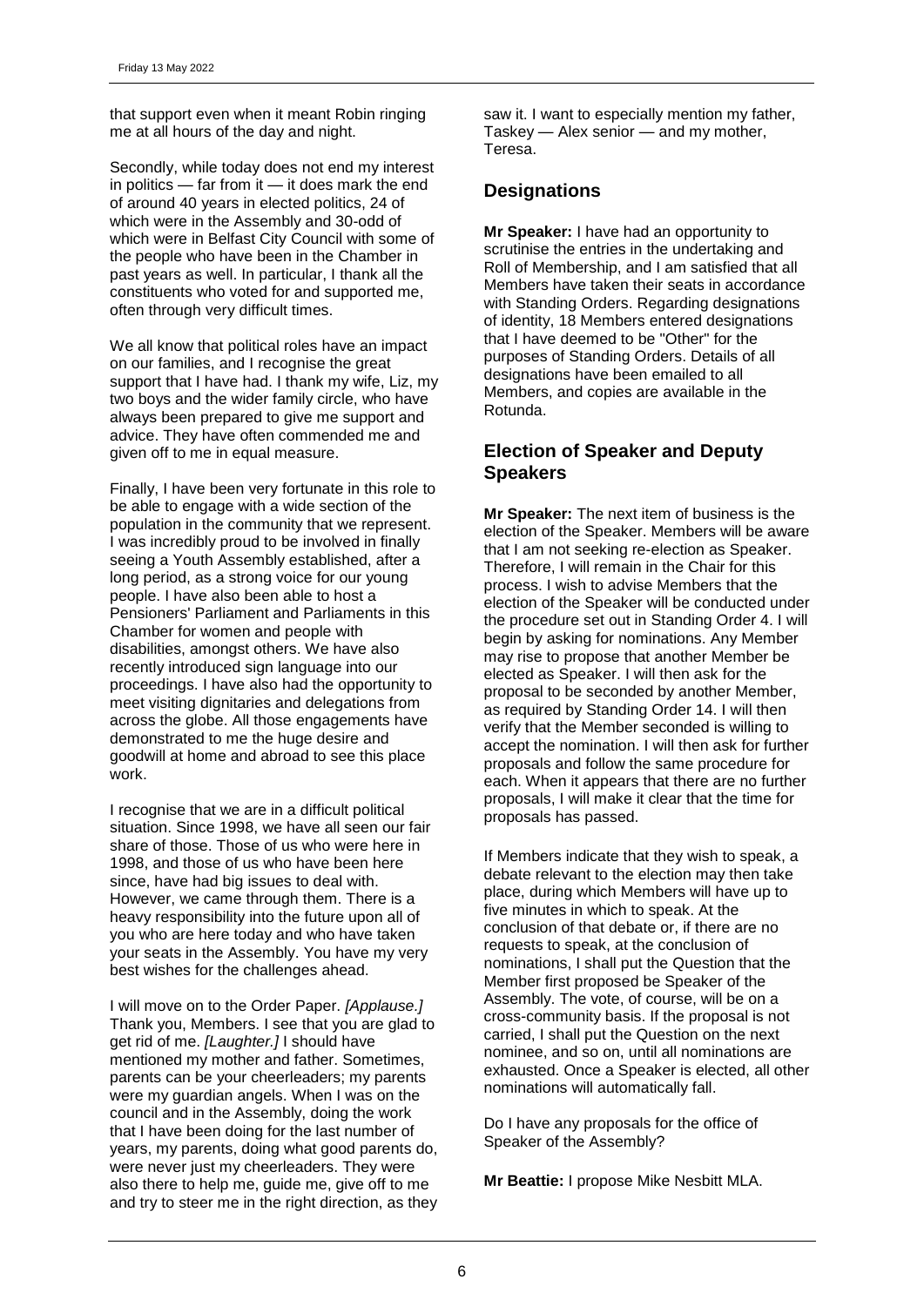that support even when it meant Robin ringing me at all hours of the day and night.

Secondly, while today does not end my interest in politics — far from it — it does mark the end of around 40 years in elected politics, 24 of which were in the Assembly and 30-odd of which were in Belfast City Council with some of the people who have been in the Chamber in past years as well. In particular, I thank all the constituents who voted for and supported me, often through very difficult times.

We all know that political roles have an impact on our families, and I recognise the great support that I have had. I thank my wife, Liz, my two boys and the wider family circle, who have always been prepared to give me support and advice. They have often commended me and given off to me in equal measure.

Finally, I have been very fortunate in this role to be able to engage with a wide section of the population in the community that we represent. I was incredibly proud to be involved in finally seeing a Youth Assembly established, after a long period, as a strong voice for our young people. I have also been able to host a Pensioners' Parliament and Parliaments in this Chamber for women and people with disabilities, amongst others. We have also recently introduced sign language into our proceedings. I have also had the opportunity to meet visiting dignitaries and delegations from across the globe. All those engagements have demonstrated to me the huge desire and goodwill at home and abroad to see this place work.

I recognise that we are in a difficult political situation. Since 1998, we have all seen our fair share of those. Those of us who were here in 1998, and those of us who have been here since, have had big issues to deal with. However, we came through them. There is a heavy responsibility into the future upon all of you who are here today and who have taken your seats in the Assembly. You have my very best wishes for the challenges ahead.

I will move on to the Order Paper. *[Applause.]* Thank you, Members. I see that you are glad to get rid of me. *[Laughter.]* I should have mentioned my mother and father. Sometimes, parents can be your cheerleaders; my parents were my guardian angels. When I was on the council and in the Assembly, doing the work that I have been doing for the last number of years, my parents, doing what good parents do, were never just my cheerleaders. They were also there to help me, guide me, give off to me and try to steer me in the right direction, as they saw it. I want to especially mention my father, Taskey — Alex senior — and my mother, Teresa.

## Designations

**Mr Speaker:** I have had an opportunity to scrutinise the entries in the undertaking and Roll of Membership, and I am satisfied that all Members have taken their seats in accordance with Standing Orders. Regarding designations of identity, 18 Members entered designations that I have deemed to be "Other" for the purposes of Standing Orders. Details of all designations have been emailed to all Members, and copies are available in the Rotunda.

## Election of Speaker and Deputy Speakers

**Mr Speaker:** The next item of business is the election of the Speaker. Members will be aware that I am not seeking re-election as Speaker. Therefore, I will remain in the Chair for this process. I wish to advise Members that the election of the Speaker will be conducted under the procedure set out in Standing Order 4. I will begin by asking for nominations. Any Member may rise to propose that another Member be elected as Speaker. I will then ask for the proposal to be seconded by another Member, as required by Standing Order 14. I will then verify that the Member seconded is willing to accept the nomination. I will then ask for further proposals and follow the same procedure for each. When it appears that there are no further proposals, I will make it clear that the time for proposals has passed.

If Members indicate that they wish to speak, a debate relevant to the election may then take place, during which Members will have up to five minutes in which to speak. At the conclusion of that debate or, if there are no requests to speak, at the conclusion of nominations, I shall put the Question that the Member first proposed be Speaker of the Assembly. The vote, of course, will be on a cross-community basis. If the proposal is not carried, I shall put the Question on the next nominee, and so on, until all nominations are exhausted. Once a Speaker is elected, all other nominations will automatically fall.

Do I have any proposals for the office of Speaker of the Assembly?

**Mr Beattie:** I propose Mike Nesbitt MLA.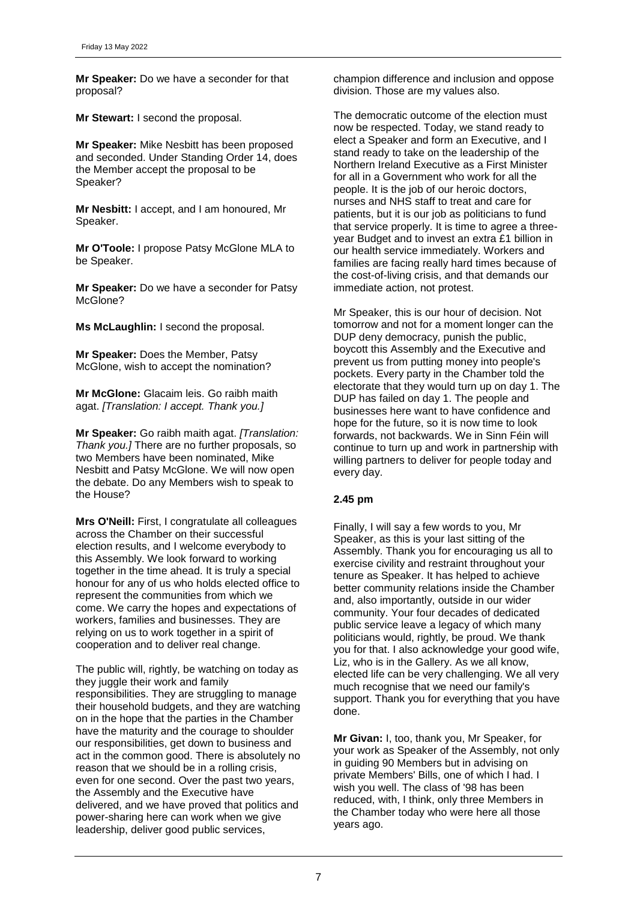**Mr Speaker:** Do we have a seconder for that proposal?

**Mr Stewart:** I second the proposal.

**Mr Speaker:** Mike Nesbitt has been proposed and seconded. Under Standing Order 14, does the Member accept the proposal to be Speaker?

**Mr Nesbitt:** I accept, and I am honoured, Mr Speaker.

**Mr O'Toole:** I propose Patsy McGlone MLA to be Speaker.

**Mr Speaker:** Do we have a seconder for Patsy McGlone?

**Ms McLaughlin:** I second the proposal.

**Mr Speaker:** Does the Member, Patsy McGlone, wish to accept the nomination?

**Mr McGlone:** Glacaim leis. Go raibh maith agat. *[Translation: I accept. Thank you.]*

**Mr Speaker:** Go raibh maith agat. *[Translation: Thank you.]* There are no further proposals, so two Members have been nominated, Mike Nesbitt and Patsy McGlone. We will now open the debate. Do any Members wish to speak to the House?

**Mrs O'Neill:** First, I congratulate all colleagues across the Chamber on their successful election results, and I welcome everybody to this Assembly. We look forward to working together in the time ahead. It is truly a special honour for any of us who holds elected office to represent the communities from which we come. We carry the hopes and expectations of workers, families and businesses. They are relying on us to work together in a spirit of cooperation and to deliver real change.

The public will, rightly, be watching on today as they juggle their work and family responsibilities. They are struggling to manage their household budgets, and they are watching on in the hope that the parties in the Chamber have the maturity and the courage to shoulder our responsibilities, get down to business and act in the common good. There is absolutely no reason that we should be in a rolling crisis, even for one second. Over the past two years, the Assembly and the Executive have delivered, and we have proved that politics and power-sharing here can work when we give leadership, deliver good public services, champion difference and inclusion and oppose division. Those are my values also.

The democratic outcome of the election must now be respected. Today, we stand ready to elect a Speaker and form an Executive, and I stand ready to take on the leadership of the Northern Ireland Executive as a First Minister for all in a Government who work for all the people. It is the job of our heroic doctors, nurses and NHS staff to treat and care for patients, but it is our job as politicians to fund that service properly. It is time to agree a three-year Budget and to invest an extra £1 billion in our health service immediately. Workers and families are facing really hard times because of the cost-of-living crisis, and that demands our immediate action, not protest.

Mr Speaker, this is our hour of decision. Not tomorrow and not for a moment longer can the DUP deny democracy, punish the public, boycott this Assembly and the Executive and prevent us from putting money into people's pockets. Every party in the Chamber told the electorate that they would turn up on day 1. The DUP has failed on day 1. The people and businesses here want to have confidence and hope for the future, so it is now time to look forwards, not backwards. We in Sinn Féin will continue to turn up and work in partnership with willing partners to deliver for people today and every day.

**2.45 pm**

Finally, I will say a few words to you, Mr Speaker, as this is your last sitting of the Assembly. Thank you for encouraging us all to exercise civility and restraint throughout your tenure as Speaker. It has helped to achieve better community relations inside the Chamber and, also importantly, outside in our wider community. Your four decades of dedicated public service leave a legacy of which many politicians would, rightly, be proud. We thank you for that. I also acknowledge your good wife, Liz, who is in the Gallery. As we all know, elected life can be very challenging. We all very much recognise that we need our family's support. Thank you for everything that you have done.

**Mr Givan:** I, too, thank you, Mr Speaker, for your work as Speaker of the Assembly, not only in guiding 90 Members but in advising on private Members' Bills, one of which I had. I wish you well. The class of '98 has been reduced, with, I think, only three Members in the Chamber today who were here all those years ago.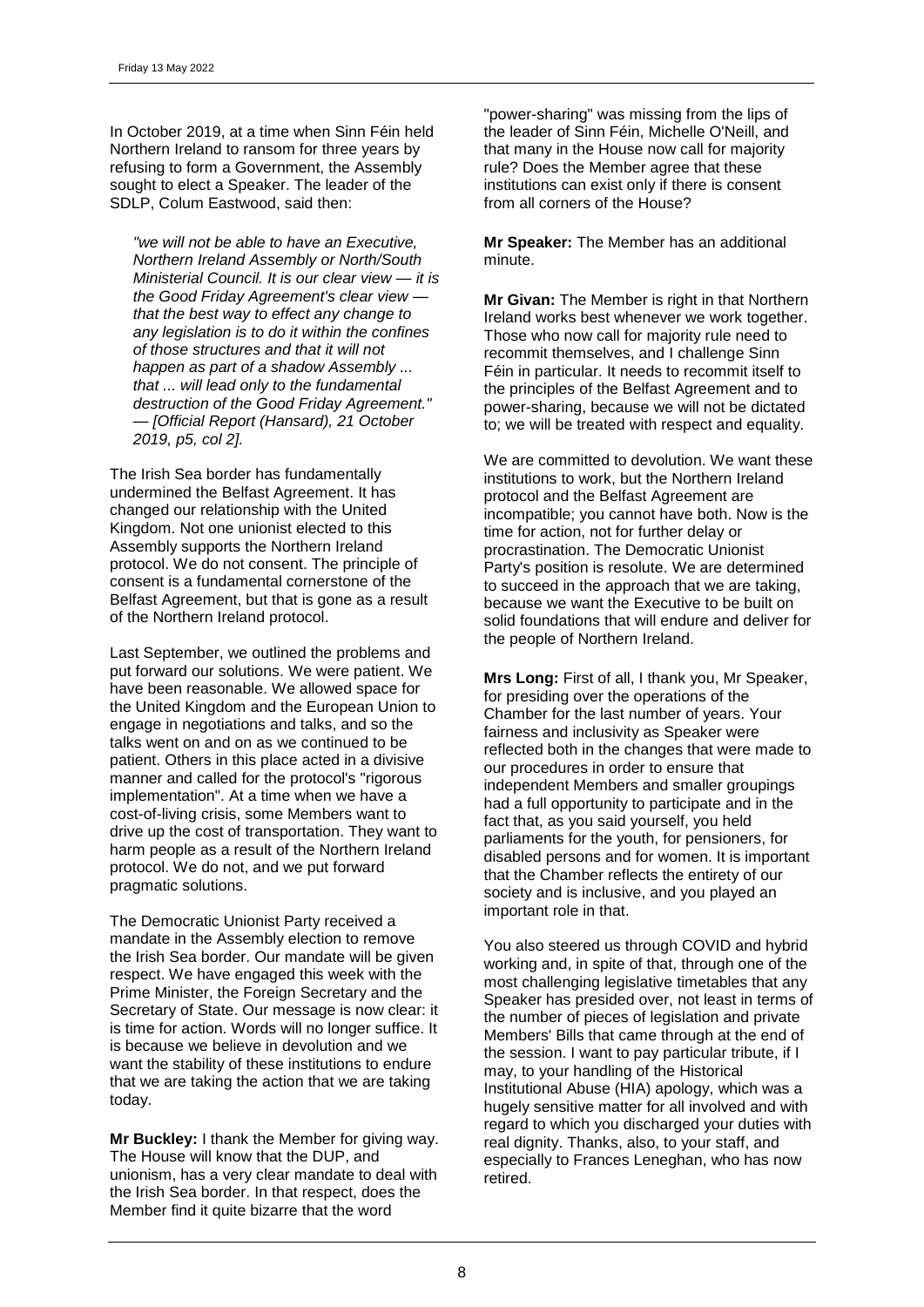In October 2019, at a time when Sinn Féin held Northern Ireland to ransom for three years by refusing to form a Government, the Assembly sought to elect a Speaker. The leader of the SDLP, Colum Eastwood, said then:

> *"we will not be able to have an Executive, Northern Ireland Assembly or North/South Ministerial Council. It is our clear view — it is the Good Friday Agreement's clear view — that the best way to effect any change to any legislation is to do it within the confines of those structures and that it will not happen as part of a shadow Assembly ... that ... will lead only to the fundamental destruction of the Good Friday Agreement." — [Official Report (Hansard), 21 October 2019, p5, col 2].*

The Irish Sea border has fundamentally undermined the Belfast Agreement. It has changed our relationship with the United Kingdom. Not one unionist elected to this Assembly supports the Northern Ireland protocol. We do not consent. The principle of consent is a fundamental cornerstone of the Belfast Agreement, but that is gone as a result of the Northern Ireland protocol.

Last September, we outlined the problems and put forward our solutions. We were patient. We have been reasonable. We allowed space for the United Kingdom and the European Union to engage in negotiations and talks, and so the talks went on and on as we continued to be patient. Others in this place acted in a divisive manner and called for the protocol's "rigorous implementation". At a time when we have a cost-of-living crisis, some Members want to drive up the cost of transportation. They want to harm people as a result of the Northern Ireland protocol. We do not, and we put forward pragmatic solutions.

The Democratic Unionist Party received a mandate in the Assembly election to remove the Irish Sea border. Our mandate will be given respect. We have engaged this week with the Prime Minister, the Foreign Secretary and the Secretary of State. Our message is now clear: it is time for action. Words will no longer suffice. It is because we believe in devolution and we want the stability of these institutions to endure that we are taking the action that we are taking today.

**Mr Buckley:** I thank the Member for giving way. The House will know that the DUP, and unionism, has a very clear mandate to deal with the Irish Sea border. In that respect, does the Member find it quite bizarre that the word "power-sharing" was missing from the lips of the leader of Sinn Féin, Michelle O'Neill, and that many in the House now call for majority rule? Does the Member agree that these institutions can exist only if there is consent from all corners of the House?

**Mr Speaker:** The Member has an additional minute.

**Mr Givan:** The Member is right in that Northern Ireland works best whenever we work together. Those who now call for majority rule need to recommit themselves, and I challenge Sinn Féin in particular. It needs to recommit itself to the principles of the Belfast Agreement and to power-sharing, because we will not be dictated to; we will be treated with respect and equality.

We are committed to devolution. We want these institutions to work, but the Northern Ireland protocol and the Belfast Agreement are incompatible; you cannot have both. Now is the time for action, not for further delay or procrastination. The Democratic Unionist Party's position is resolute. We are determined to succeed in the approach that we are taking, because we want the Executive to be built on solid foundations that will endure and deliver for the people of Northern Ireland.

**Mrs Long:** First of all, I thank you, Mr Speaker, for presiding over the operations of the Chamber for the last number of years. Your fairness and inclusivity as Speaker were reflected both in the changes that were made to our procedures in order to ensure that independent Members and smaller groupings had a full opportunity to participate and in the fact that, as you said yourself, you held parliaments for the youth, for pensioners, for disabled persons and for women. It is important that the Chamber reflects the entirety of our society and is inclusive, and you played an important role in that.

You also steered us through COVID and hybrid working and, in spite of that, through one of the most challenging legislative timetables that any Speaker has presided over, not least in terms of the number of pieces of legislation and private Members' Bills that came through at the end of the session. I want to pay particular tribute, if I may, to your handling of the Historical Institutional Abuse (HIA) apology, which was a hugely sensitive matter for all involved and with regard to which you discharged your duties with real dignity. Thanks, also, to your staff, and especially to Frances Leneghan, who has now retired.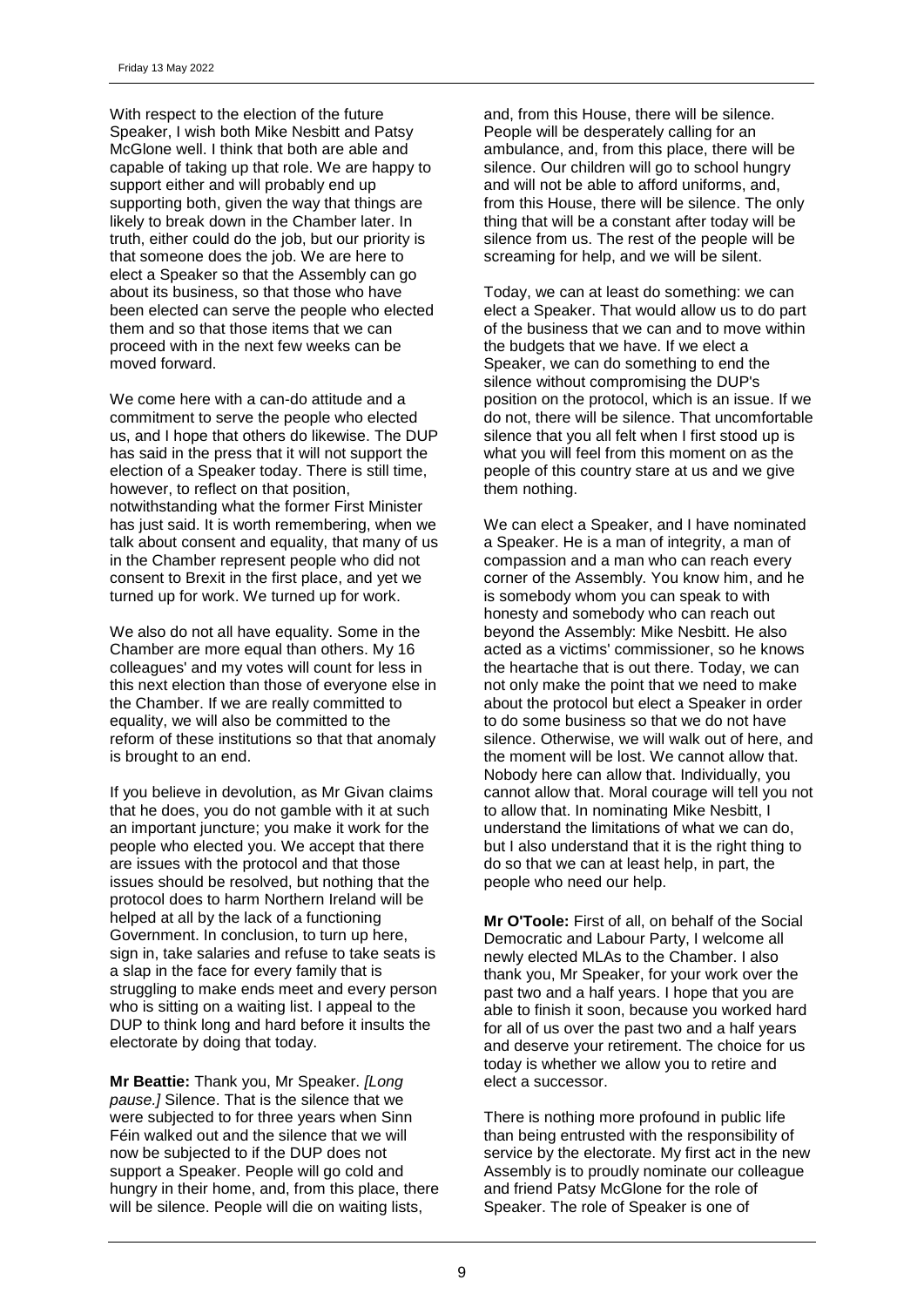With respect to the election of the future Speaker, I wish both Mike Nesbitt and Patsy McGlone well. I think that both are able and capable of taking up that role. We are happy to support either and will probably end up supporting both, given the way that things are likely to break down in the Chamber later. In truth, either could do the job, but our priority is that someone does the job. We are here to elect a Speaker so that the Assembly can go about its business, so that those who have been elected can serve the people who elected them and so that those items that we can proceed with in the next few weeks can be moved forward.

We come here with a can-do attitude and a commitment to serve the people who elected us, and I hope that others do likewise. The DUP has said in the press that it will not support the election of a Speaker today. There is still time, however, to reflect on that position, notwithstanding what the former First Minister has just said. It is worth remembering, when we talk about consent and equality, that many of us in the Chamber represent people who did not consent to Brexit in the first place, and yet we turned up for work. We turned up for work.

We also do not all have equality. Some in the Chamber are more equal than others. My 16 colleagues' and my votes will count for less in this next election than those of everyone else in the Chamber. If we are really committed to equality, we will also be committed to the reform of these institutions so that that anomaly is brought to an end.

If you believe in devolution, as Mr Givan claims that he does, you do not gamble with it at such an important juncture; you make it work for the people who elected you. We accept that there are issues with the protocol and that those issues should be resolved, but nothing that the protocol does to harm Northern Ireland will be helped at all by the lack of a functioning Government. In conclusion, to turn up here, sign in, take salaries and refuse to take seats is a slap in the face for every family that is struggling to make ends meet and every person who is sitting on a waiting list. I appeal to the DUP to think long and hard before it insults the electorate by doing that today.

**Mr Beattie:** Thank you, Mr Speaker. *[Long pause.]* Silence. That is the silence that we were subjected to for three years when Sinn Féin walked out and the silence that we will now be subjected to if the DUP does not support a Speaker. People will go cold and hungry in their home, and, from this place, there will be silence. People will die on waiting lists, and, from this House, there will be silence. People will be desperately calling for an ambulance, and, from this place, there will be silence. Our children will go to school hungry and will not be able to afford uniforms, and, from this House, there will be silence. The only thing that will be a constant after today will be silence from us. The rest of the people will be screaming for help, and we will be silent.

Today, we can at least do something: we can elect a Speaker. That would allow us to do part of the business that we can and to move within the budgets that we have. If we elect a Speaker, we can do something to end the silence without compromising the DUP's position on the protocol, which is an issue. If we do not, there will be silence. That uncomfortable silence that you all felt when I first stood up is what you will feel from this moment on as the people of this country stare at us and we give them nothing.

We can elect a Speaker, and I have nominated a Speaker. He is a man of integrity, a man of compassion and a man who can reach every corner of the Assembly. You know him, and he is somebody whom you can speak to with honesty and somebody who can reach out beyond the Assembly: Mike Nesbitt. He also acted as a victims' commissioner, so he knows the heartache that is out there. Today, we can not only make the point that we need to make about the protocol but elect a Speaker in order to do some business so that we do not have silence. Otherwise, we will walk out of here, and the moment will be lost. We cannot allow that. Nobody here can allow that. Individually, you cannot allow that. Moral courage will tell you not to allow that. In nominating Mike Nesbitt, I understand the limitations of what we can do, but I also understand that it is the right thing to do so that we can at least help, in part, the people who need our help.

**Mr O'Toole:** First of all, on behalf of the Social Democratic and Labour Party, I welcome all newly elected MLAs to the Chamber. I also thank you, Mr Speaker, for your work over the past two and a half years. I hope that you are able to finish it soon, because you worked hard for all of us over the past two and a half years and deserve your retirement. The choice for us today is whether we allow you to retire and elect a successor.

There is nothing more profound in public life than being entrusted with the responsibility of service by the electorate. My first act in the new Assembly is to proudly nominate our colleague and friend Patsy McGlone for the role of Speaker. The role of Speaker is one of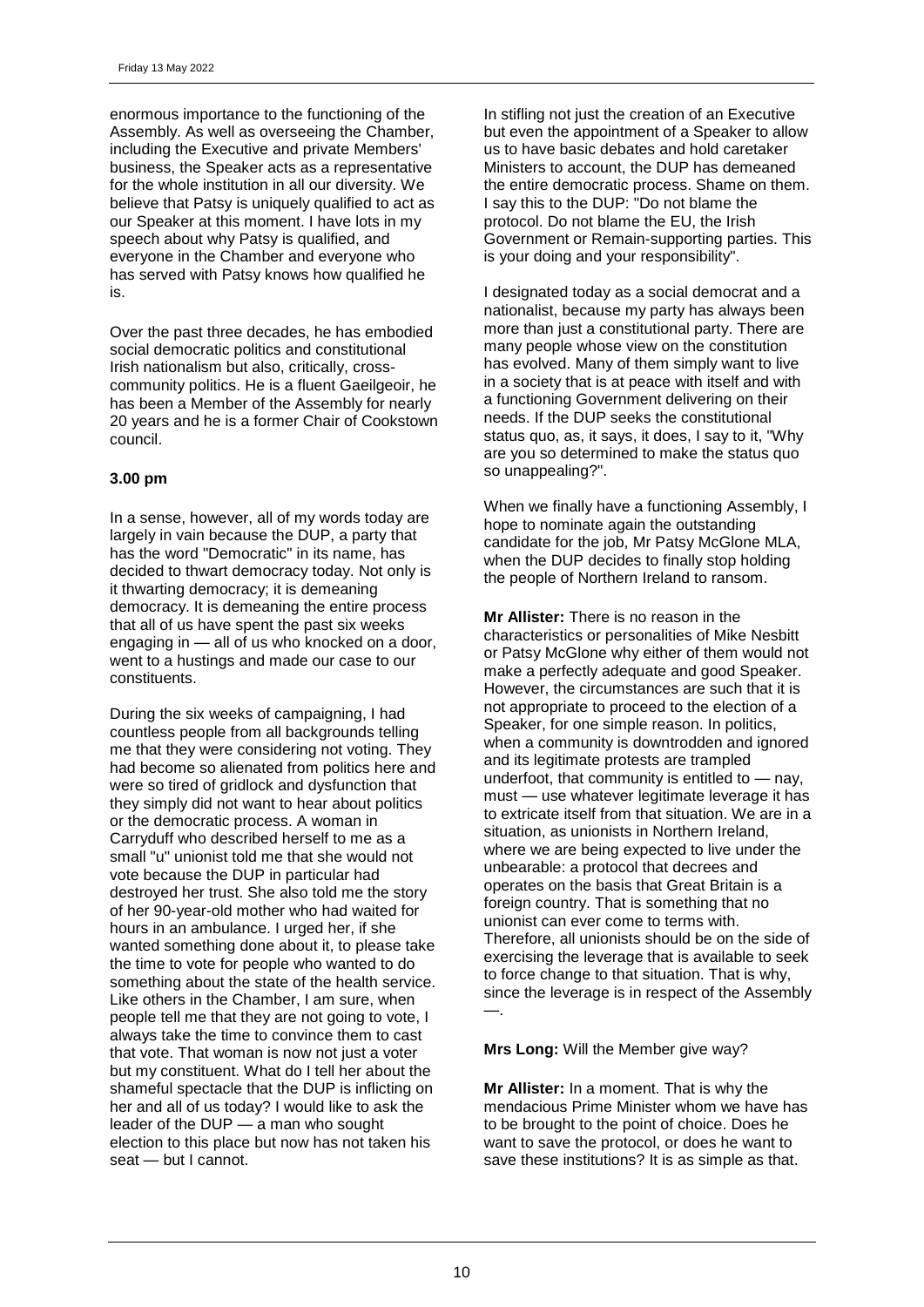enormous importance to the functioning of the Assembly. As well as overseeing the Chamber, including the Executive and private Members' business, the Speaker acts as a representative for the whole institution in all our diversity. We believe that Patsy is uniquely qualified to act as our Speaker at this moment. I have lots in my speech about why Patsy is qualified, and everyone in the Chamber and everyone who has served with Patsy knows how qualified he is.

Over the past three decades, he has embodied social democratic politics and constitutional Irish nationalism but also, critically, cross-community politics. He is a fluent Gaeilgeoir, he has been a Member of the Assembly for nearly 20 years and he is a former Chair of Cookstown council.

**3.00 pm**

In a sense, however, all of my words today are largely in vain because the DUP, a party that has the word "Democratic" in its name, has decided to thwart democracy today. Not only is it thwarting democracy; it is demeaning democracy. It is demeaning the entire process that all of us have spent the past six weeks engaging in — all of us who knocked on a door, went to a hustings and made our case to our constituents.

During the six weeks of campaigning, I had countless people from all backgrounds telling me that they were considering not voting. They had become so alienated from politics here and were so tired of gridlock and dysfunction that they simply did not want to hear about politics or the democratic process. A woman in Carryduff who described herself to me as a small "u" unionist told me that she would not vote because the DUP in particular had destroyed her trust. She also told me the story of her 90-year-old mother who had waited for hours in an ambulance. I urged her, if she wanted something done about it, to please take the time to vote for people who wanted to do something about the state of the health service. Like others in the Chamber, I am sure, when people tell me that they are not going to vote, I always take the time to convince them to cast that vote. That woman is now not just a voter but my constituent. What do I tell her about the shameful spectacle that the DUP is inflicting on her and all of us today? I would like to ask the leader of the DUP — a man who sought election to this place but now has not taken his seat — but I cannot.

In stifling not just the creation of an Executive but even the appointment of a Speaker to allow us to have basic debates and hold caretaker Ministers to account, the DUP has demeaned the entire democratic process. Shame on them. I say this to the DUP: "Do not blame the protocol. Do not blame the EU, the Irish Government or Remain-supporting parties. This is your doing and your responsibility".

I designated today as a social democrat and a nationalist, because my party has always been more than just a constitutional party. There are many people whose view on the constitution has evolved. Many of them simply want to live in a society that is at peace with itself and with a functioning Government delivering on their needs. If the DUP seeks the constitutional status quo, as, it says, it does, I say to it, "Why are you so determined to make the status quo so unappealing?".

When we finally have a functioning Assembly, I hope to nominate again the outstanding candidate for the job, Mr Patsy McGlone MLA, when the DUP decides to finally stop holding the people of Northern Ireland to ransom.

**Mr Allister:** There is no reason in the characteristics or personalities of Mike Nesbitt or Patsy McGlone why either of them would not make a perfectly adequate and good Speaker. However, the circumstances are such that it is not appropriate to proceed to the election of a Speaker, for one simple reason. In politics, when a community is downtrodden and ignored and its legitimate protests are trampled underfoot, that community is entitled to — nay, must — use whatever legitimate leverage it has to extricate itself from that situation. We are in a situation, as unionists in Northern Ireland, where we are being expected to live under the unbearable: a protocol that decrees and operates on the basis that Great Britain is a foreign country. That is something that no unionist can ever come to terms with. Therefore, all unionists should be on the side of exercising the leverage that is available to seek to force change to that situation. That is why, since the leverage is in respect of the Assembly —.

**Mrs Long:** Will the Member give way?

**Mr Allister:** In a moment. That is why the mendacious Prime Minister whom we have has to be brought to the point of choice. Does he want to save the protocol, or does he want to save these institutions? It is as simple as that.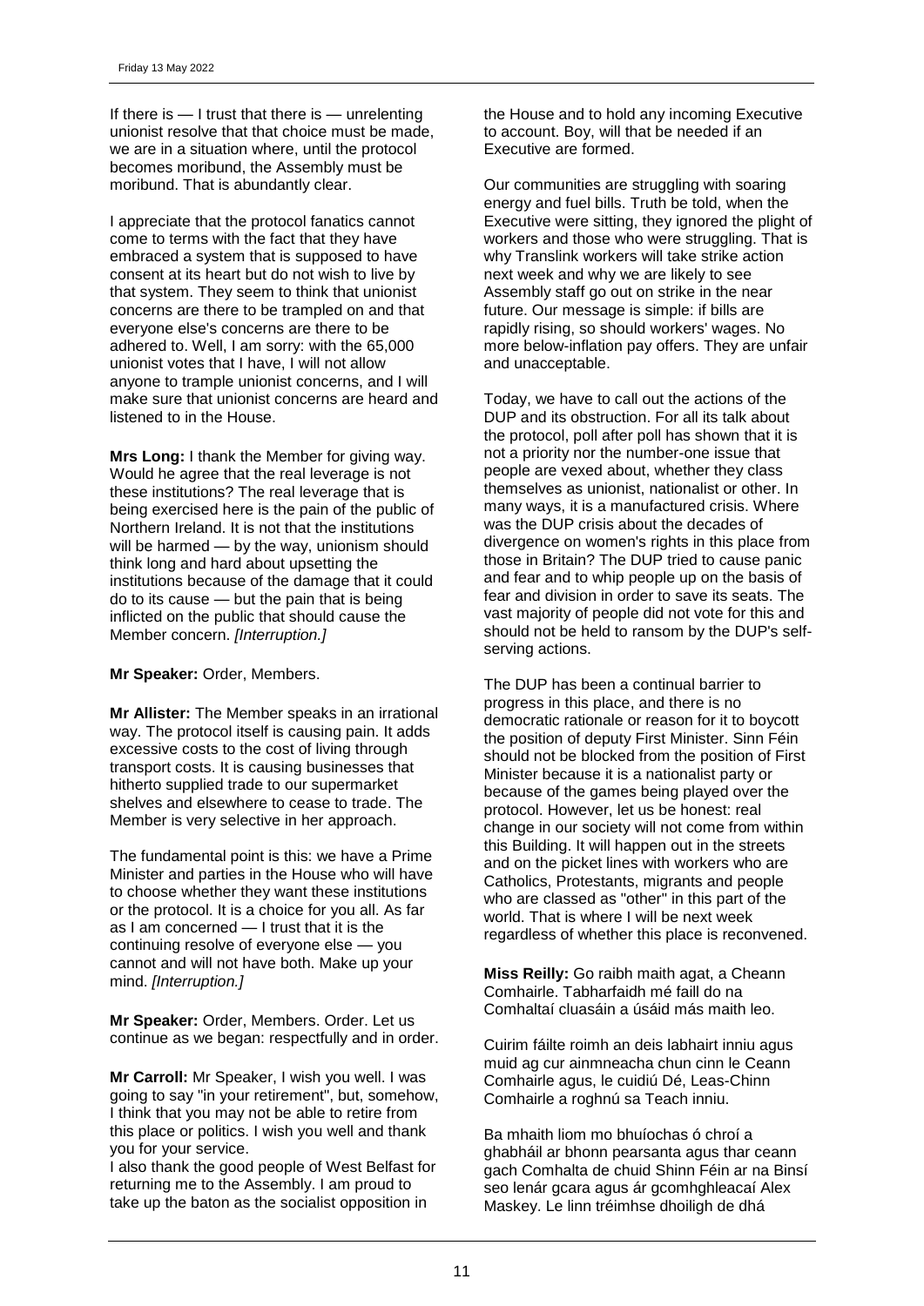If there is — I trust that there is — unrelenting unionist resolve that that choice must be made, we are in a situation where, until the protocol becomes moribund, the Assembly must be moribund. That is abundantly clear.

I appreciate that the protocol fanatics cannot come to terms with the fact that they have embraced a system that is supposed to have consent at its heart but do not wish to live by that system. They seem to think that unionist concerns are there to be trampled on and that everyone else's concerns are there to be adhered to. Well, I am sorry: with the 65,000 unionist votes that I have, I will not allow anyone to trample unionist concerns, and I will make sure that unionist concerns are heard and listened to in the House.

**Mrs Long:** I thank the Member for giving way. Would he agree that the real leverage is not these institutions? The real leverage that is being exercised here is the pain of the public of Northern Ireland. It is not that the institutions will be harmed — by the way, unionism should think long and hard about upsetting the institutions because of the damage that it could do to its cause — but the pain that is being inflicted on the public that should cause the Member concern. *[Interruption.]*

**Mr Speaker:** Order, Members.

**Mr Allister:** The Member speaks in an irrational way. The protocol itself is causing pain. It adds excessive costs to the cost of living through transport costs. It is causing businesses that hitherto supplied trade to our supermarket shelves and elsewhere to cease to trade. The Member is very selective in her approach.

The fundamental point is this: we have a Prime Minister and parties in the House who will have to choose whether they want these institutions or the protocol. It is a choice for you all. As far as I am concerned — I trust that it is the continuing resolve of everyone else — you cannot and will not have both. Make up your mind. *[Interruption.]*

**Mr Speaker:** Order, Members. Order. Let us continue as we began: respectfully and in order.

**Mr Carroll:** Mr Speaker, I wish you well. I was going to say "in your retirement", but, somehow, I think that you may not be able to retire from this place or politics. I wish you well and thank you for your service.

I also thank the good people of West Belfast for returning me to the Assembly. I am proud to take up the baton as the socialist opposition in the House and to hold any incoming Executive to account. Boy, will that be needed if an Executive are formed.

Our communities are struggling with soaring energy and fuel bills. Truth be told, when the Executive were sitting, they ignored the plight of workers and those who were struggling. That is why Translink workers will take strike action next week and why we are likely to see Assembly staff go out on strike in the near future. Our message is simple: if bills are rapidly rising, so should workers' wages. No more below-inflation pay offers. They are unfair and unacceptable.

Today, we have to call out the actions of the DUP and its obstruction. For all its talk about the protocol, poll after poll has shown that it is not a priority nor the number-one issue that people are vexed about, whether they class themselves as unionist, nationalist or other. In many ways, it is a manufactured crisis. Where was the DUP crisis about the decades of divergence on women's rights in this place from those in Britain? The DUP tried to cause panic and fear and to whip people up on the basis of fear and division in order to save its seats. The vast majority of people did not vote for this and should not be held to ransom by the DUP's self-serving actions.

The DUP has been a continual barrier to progress in this place, and there is no democratic rationale or reason for it to boycott the position of deputy First Minister. Sinn Féin should not be blocked from the position of First Minister because it is a nationalist party or because of the games being played over the protocol. However, let us be honest: real change in our society will not come from within this Building. It will happen out in the streets and on the picket lines with workers who are Catholics, Protestants, migrants and people who are classed as "other" in this part of the world. That is where I will be next week regardless of whether this place is reconvened.

**Miss Reilly:** Go raibh maith agat, a Cheann Comhairle. Tabharfaidh mé faill do na Comhaltaí cluasáin a úsáid más maith leo.

Cuirim fáilte roimh an deis labhairt inniu agus muid ag cur ainmneacha chun cinn le Ceann Comhairle agus, le cuidiú Dé, Leas-Chinn Comhairle a roghnú sa Teach inniu.

Ba mhaith liom mo bhuíochas ó chroí a ghabháil ar bhonn pearsanta agus thar ceann gach Comhalta de chuid Shinn Féin ar na Binsí seo lenár gcara agus ár gcomhghleacaí Alex Maskey. Le linn tréimhse dhoiligh de dhá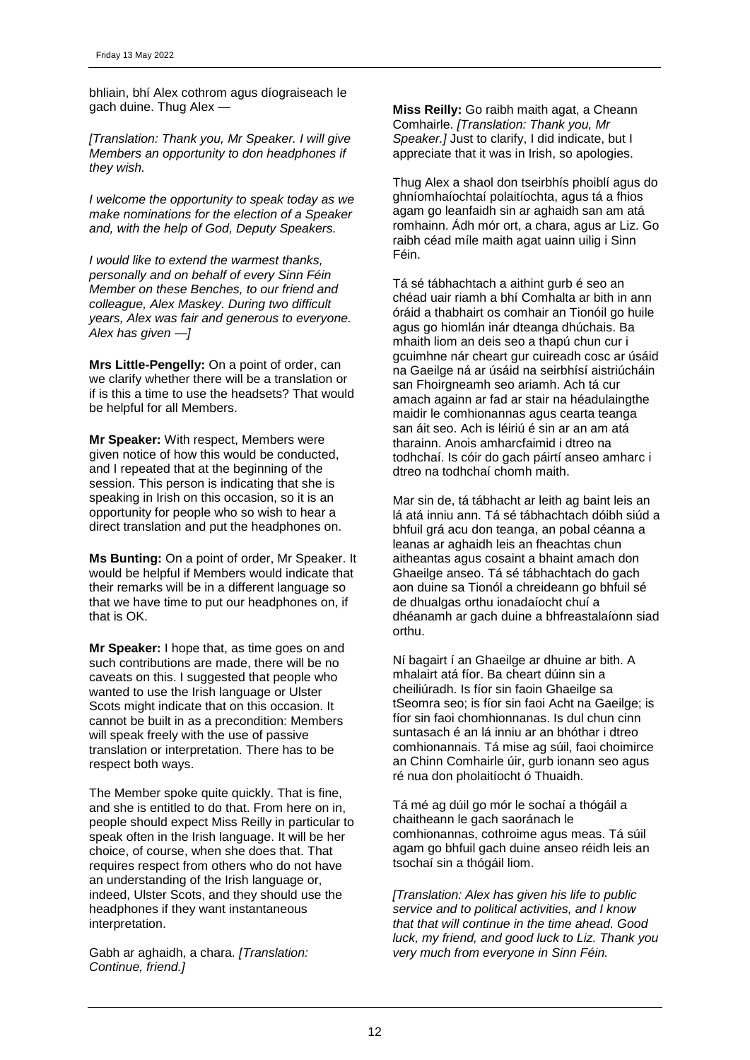bhliain, bhí Alex cothrom agus díograiseach le gach duine. Thug Alex —

*[Translation: Thank you, Mr Speaker. I will give Members an opportunity to don headphones if they wish.*

*I welcome the opportunity to speak today as we make nominations for the election of a Speaker and, with the help of God, Deputy Speakers.*

*I would like to extend the warmest thanks, personally and on behalf of every Sinn Féin Member on these Benches, to our friend and colleague, Alex Maskey. During two difficult years, Alex was fair and generous to everyone. Alex has given —]*

**Mrs Little-Pengelly:** On a point of order, can we clarify whether there will be a translation or if is this a time to use the headsets? That would be helpful for all Members.

**Mr Speaker:** With respect, Members were given notice of how this would be conducted, and I repeated that at the beginning of the session. This person is indicating that she is speaking in Irish on this occasion, so it is an opportunity for people who so wish to hear a direct translation and put the headphones on.

**Ms Bunting:** On a point of order, Mr Speaker. It would be helpful if Members would indicate that their remarks will be in a different language so that we have time to put our headphones on, if that is OK.

**Mr Speaker:** I hope that, as time goes on and such contributions are made, there will be no caveats on this. I suggested that people who wanted to use the Irish language or Ulster Scots might indicate that on this occasion. It cannot be built in as a precondition: Members will speak freely with the use of passive translation or interpretation. There has to be respect both ways.

The Member spoke quite quickly. That is fine, and she is entitled to do that. From here on in, people should expect Miss Reilly in particular to speak often in the Irish language. It will be her choice, of course, when she does that. That requires respect from others who do not have an understanding of the Irish language or, indeed, Ulster Scots, and they should use the headphones if they want instantaneous interpretation.

Gabh ar aghaidh, a chara. *[Translation: Continue, friend.]*

**Miss Reilly:** Go raibh maith agat, a Cheann Comhairle. *[Translation: Thank you, Mr Speaker.]* Just to clarify, I did indicate, but I appreciate that it was in Irish, so apologies.

Thug Alex a shaol don tseirbhís phoiblí agus do ghníomhaíochtaí polaitíochta, agus tá a fhios agam go leanfaidh sin ar aghaidh san am atá romhainn. Ádh mór ort, a chara, agus ar Liz. Go raibh céad míle maith agat uainn uilig i Sinn Féin.

Tá sé tábhachtach a aithint gurb é seo an chéad uair riamh a bhí Comhalta ar bith in ann óráid a thabhairt os comhair an Tionóil go huile agus go hiomlán inár dteanga dhúchais. Ba mhaith liom an deis seo a thapú chun cur i gcuimhne nár cheart gur cuireadh cosc ar úsáid na Gaeilge ná ar úsáid na seirbhísí aistriúcháin san Fhoirgneamh seo ariamh. Ach tá cur amach againn ar fad ar stair na héadulaingthe maidir le comhionannas agus cearta teanga san áit seo. Ach is léiriú é sin ar an am atá tharainn. Anois amharcfaimid i dtreo na todhchaí. Is cóir do gach páirtí anseo amharc i dtreo na todhchaí chomh maith.

Mar sin de, tá tábhacht ar leith ag baint leis an lá atá inniu ann. Tá sé tábhachtach dóibh siúd a bhfuil grá acu don teanga, an pobal céanna a leanas ar aghaidh leis an fheachtas chun aitheantas agus cosaint a bhaint amach don Ghaeilge anseo. Tá sé tábhachtach do gach aon duine sa Tionól a chreideann go bhfuil sé de dhualgas orthu ionadaíocht chuí a dhéanamh ar gach duine a bhfreastalaíonn siad orthu.

Ní bagairt í an Ghaeilge ar dhuine ar bith. A mhalairt atá fíor. Ba cheart dúinn sin a cheiliúradh. Is fíor sin faoin Ghaeilge sa tSeomra seo; is fíor sin faoi Acht na Gaeilge; is fíor sin faoi chomhionnanas. Is dul chun cinn suntasach é an lá inniu ar an bhóthar i dtreo comhionannais. Tá mise ag súil, faoi choimirce an Chinn Comhairle úir, gurb ionann seo agus ré nua don pholaitíocht ó Thuaidh.

Tá mé ag dúil go mór le sochaí a thógáil a chaitheann le gach saoránach le comhionannas, cothroime agus meas. Tá súil agam go bhfuil gach duine anseo réidh leis an tsochaí sin a thógáil liom.

*[Translation: Alex has given his life to public service and to political activities, and I know that that will continue in the time ahead. Good luck, my friend, and good luck to Liz. Thank you very much from everyone in Sinn Féin.*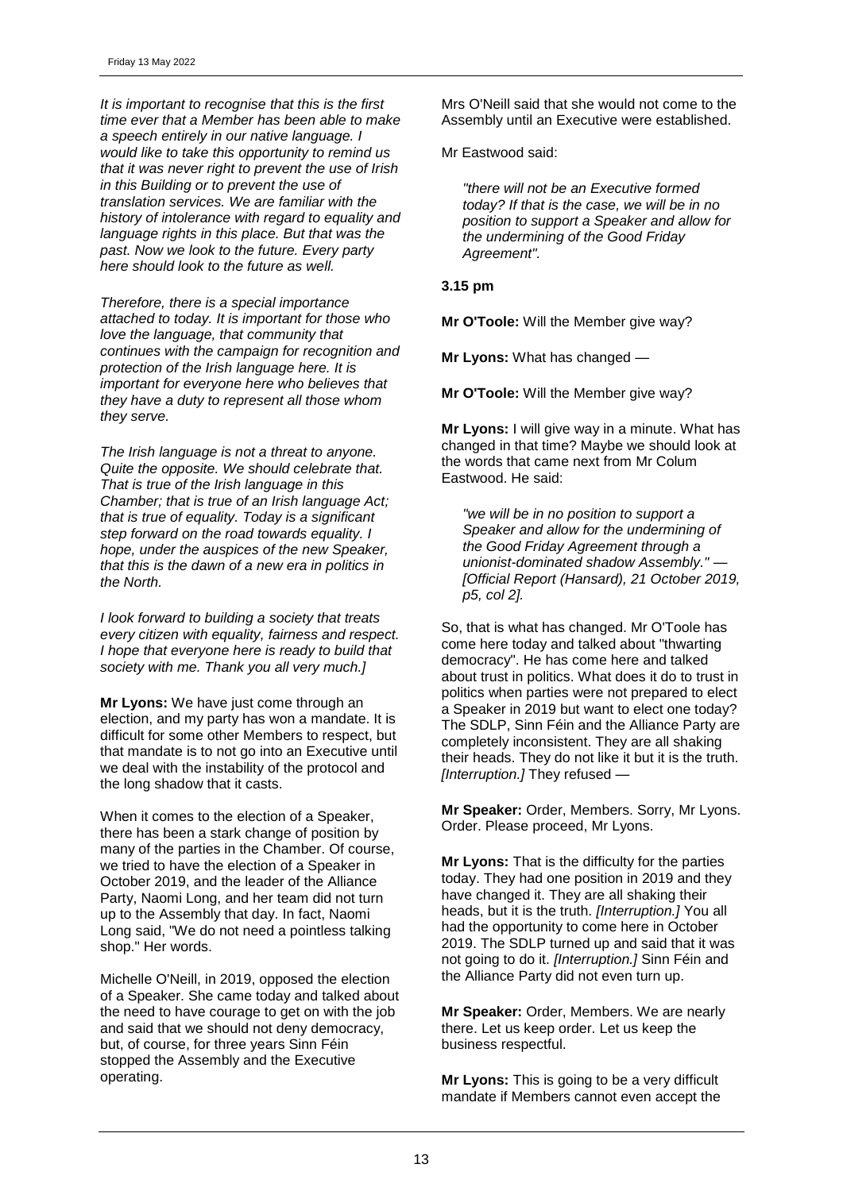*It is important to recognise that this is the first time ever that a Member has been able to make a speech entirely in our native language. I would like to take this opportunity to remind us that it was never right to prevent the use of Irish in this Building or to prevent the use of translation services. We are familiar with the history of intolerance with regard to equality and language rights in this place. But that was the past. Now we look to the future. Every party here should look to the future as well.*

*Therefore, there is a special importance attached to today. It is important for those who love the language, that community that continues with the campaign for recognition and protection of the Irish language here. It is important for everyone here who believes that they have a duty to represent all those whom they serve.*

*The Irish language is not a threat to anyone. Quite the opposite. We should celebrate that. That is true of the Irish language in this Chamber; that is true of an Irish language Act; that is true of equality. Today is a significant step forward on the road towards equality. I hope, under the auspices of the new Speaker, that this is the dawn of a new era in politics in the North.*

*I look forward to building a society that treats every citizen with equality, fairness and respect. I hope that everyone here is ready to build that society with me. Thank you all very much.]*

**Mr Lyons:** We have just come through an election, and my party has won a mandate. It is difficult for some other Members to respect, but that mandate is to not go into an Executive until we deal with the instability of the protocol and the long shadow that it casts.

When it comes to the election of a Speaker, there has been a stark change of position by many of the parties in the Chamber. Of course, we tried to have the election of a Speaker in October 2019, and the leader of the Alliance Party, Naomi Long, and her team did not turn up to the Assembly that day. In fact, Naomi Long said, "We do not need a pointless talking shop." Her words.

Michelle O'Neill, in 2019, opposed the election of a Speaker. She came today and talked about the need to have courage to get on with the job and said that we should not deny democracy, but, of course, for three years Sinn Féin stopped the Assembly and the Executive operating.

Mrs O'Neill said that she would not come to the Assembly until an Executive were established.

Mr Eastwood said:

> *"there will not be an Executive formed today? If that is the case, we will be in no position to support a Speaker and allow for the undermining of the Good Friday Agreement".*

**3.15 pm**

**Mr O'Toole:** Will the Member give way?

**Mr Lyons:** What has changed —

**Mr O'Toole:** Will the Member give way?

**Mr Lyons:** I will give way in a minute. What has changed in that time? Maybe we should look at the words that came next from Mr Colum Eastwood. He said:

> *"we will be in no position to support a Speaker and allow for the undermining of the Good Friday Agreement through a unionist-dominated shadow Assembly." — [Official Report (Hansard), 21 October 2019, p5, col 2].*

So, that is what has changed. Mr O'Toole has come here today and talked about "thwarting democracy". He has come here and talked about trust in politics. What does it do to trust in politics when parties were not prepared to elect a Speaker in 2019 but want to elect one today? The SDLP, Sinn Féin and the Alliance Party are completely inconsistent. They are all shaking their heads. They do not like it but it is the truth. *[Interruption.]* They refused —

**Mr Speaker:** Order, Members. Sorry, Mr Lyons. Order. Please proceed, Mr Lyons.

**Mr Lyons:** That is the difficulty for the parties today. They had one position in 2019 and they have changed it. They are all shaking their heads, but it is the truth. *[Interruption.]* You all had the opportunity to come here in October 2019. The SDLP turned up and said that it was not going to do it. *[Interruption.]* Sinn Féin and the Alliance Party did not even turn up.

**Mr Speaker:** Order, Members. We are nearly there. Let us keep order. Let us keep the business respectful.

**Mr Lyons:** This is going to be a very difficult mandate if Members cannot even accept the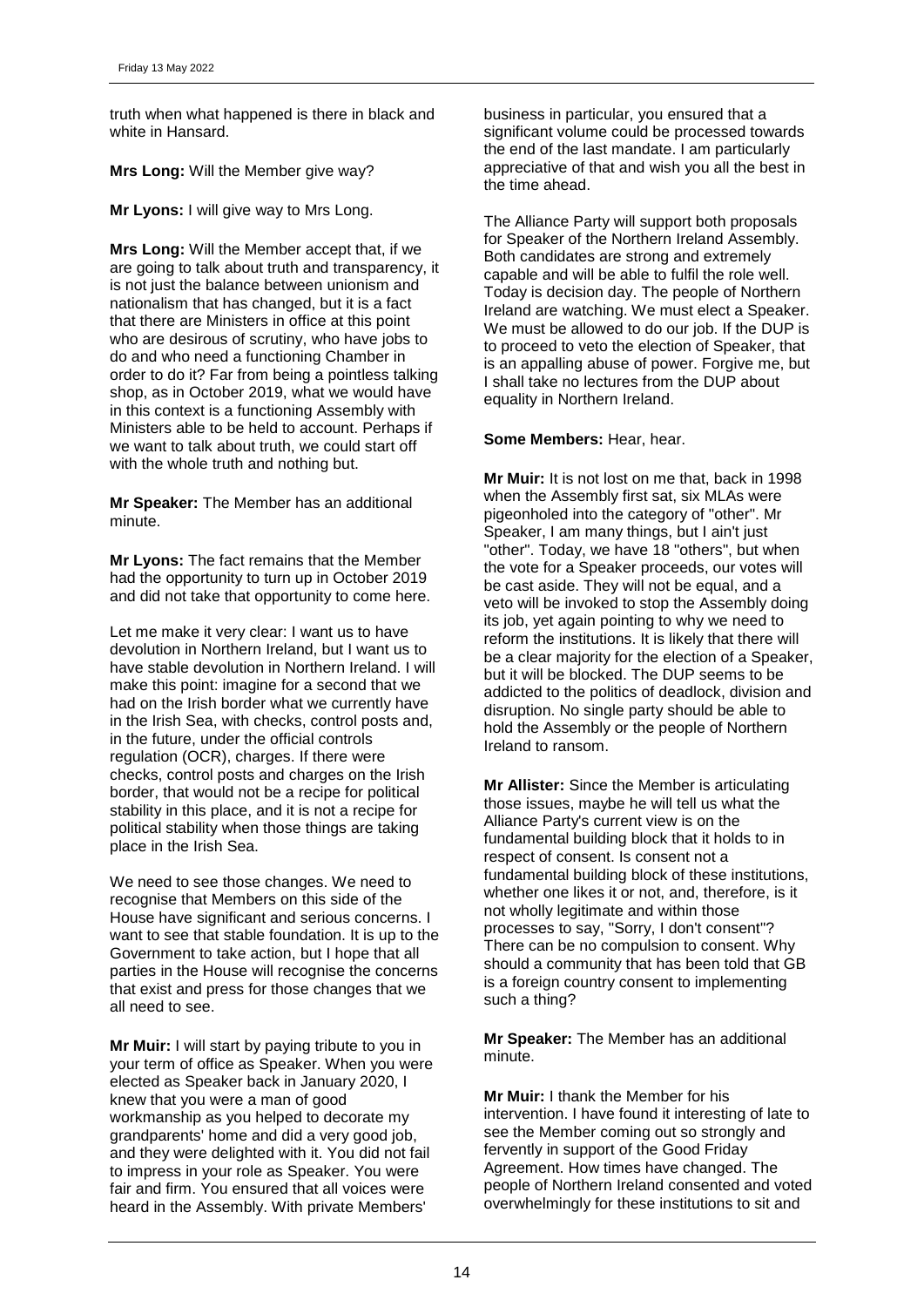truth when what happened is there in black and white in Hansard.

**Mrs Long:** Will the Member give way?

**Mr Lyons:** I will give way to Mrs Long.

**Mrs Long:** Will the Member accept that, if we are going to talk about truth and transparency, it is not just the balance between unionism and nationalism that has changed, but it is a fact that there are Ministers in office at this point who are desirous of scrutiny, who have jobs to do and who need a functioning Chamber in order to do it? Far from being a pointless talking shop, as in October 2019, what we would have in this context is a functioning Assembly with Ministers able to be held to account. Perhaps if we want to talk about truth, we could start off with the whole truth and nothing but.

**Mr Speaker:** The Member has an additional minute.

**Mr Lyons:** The fact remains that the Member had the opportunity to turn up in October 2019 and did not take that opportunity to come here.

Let me make it very clear: I want us to have devolution in Northern Ireland, but I want us to have stable devolution in Northern Ireland. I will make this point: imagine for a second that we had on the Irish border what we currently have in the Irish Sea, with checks, control posts and, in the future, under the official controls regulation (OCR), charges. If there were checks, control posts and charges on the Irish border, that would not be a recipe for political stability in this place, and it is not a recipe for political stability when those things are taking place in the Irish Sea.

We need to see those changes. We need to recognise that Members on this side of the House have significant and serious concerns. I want to see that stable foundation. It is up to the Government to take action, but I hope that all parties in the House will recognise the concerns that exist and press for those changes that we all need to see.

**Mr Muir:** I will start by paying tribute to you in your term of office as Speaker. When you were elected as Speaker back in January 2020, I knew that you were a man of good workmanship as you helped to decorate my grandparents' home and did a very good job, and they were delighted with it. You did not fail to impress in your role as Speaker. You were fair and firm. You ensured that all voices were heard in the Assembly. With private Members' business in particular, you ensured that a significant volume could be processed towards the end of the last mandate. I am particularly appreciative of that and wish you all the best in the time ahead.

The Alliance Party will support both proposals for Speaker of the Northern Ireland Assembly. Both candidates are strong and extremely capable and will be able to fulfil the role well. Today is decision day. The people of Northern Ireland are watching. We must elect a Speaker. We must be allowed to do our job. If the DUP is to proceed to veto the election of Speaker, that is an appalling abuse of power. Forgive me, but I shall take no lectures from the DUP about equality in Northern Ireland.

**Some Members:** Hear, hear.

**Mr Muir:** It is not lost on me that, back in 1998 when the Assembly first sat, six MLAs were pigeonholed into the category of "other". Mr Speaker, I am many things, but I ain't just "other". Today, we have 18 "others", but when the vote for a Speaker proceeds, our votes will be cast aside. They will not be equal, and a veto will be invoked to stop the Assembly doing its job, yet again pointing to why we need to reform the institutions. It is likely that there will be a clear majority for the election of a Speaker, but it will be blocked. The DUP seems to be addicted to the politics of deadlock, division and disruption. No single party should be able to hold the Assembly or the people of Northern Ireland to ransom.

**Mr Allister:** Since the Member is articulating those issues, maybe he will tell us what the Alliance Party's current view is on the fundamental building block that it holds to in respect of consent. Is consent not a fundamental building block of these institutions, whether one likes it or not, and, therefore, is it not wholly legitimate and within those processes to say, "Sorry, I don't consent"? There can be no compulsion to consent. Why should a community that has been told that GB is a foreign country consent to implementing such a thing?

**Mr Speaker:** The Member has an additional minute.

**Mr Muir:** I thank the Member for his intervention. I have found it interesting of late to see the Member coming out so strongly and fervently in support of the Good Friday Agreement. How times have changed. The people of Northern Ireland consented and voted overwhelmingly for these institutions to sit and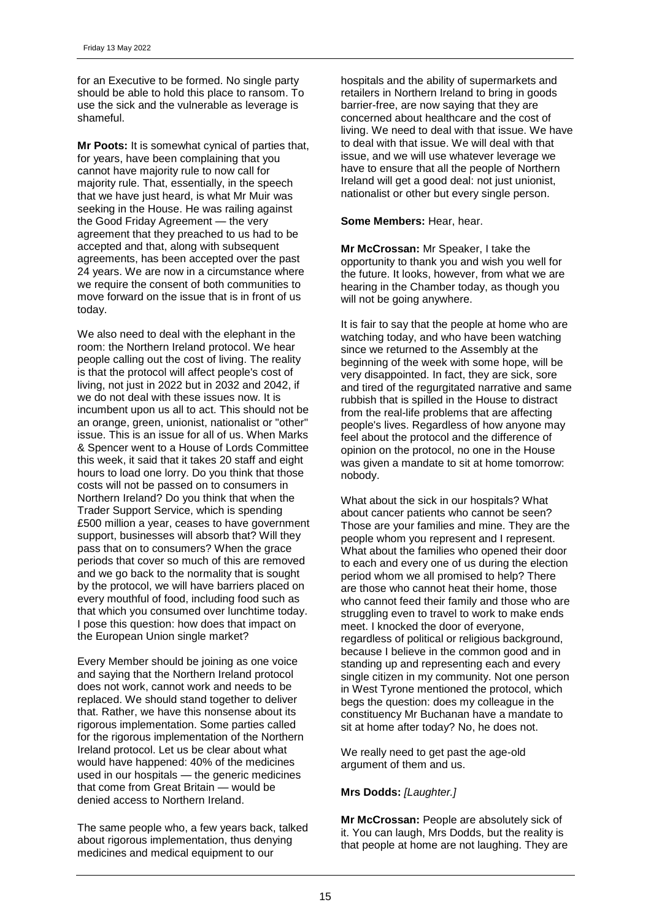for an Executive to be formed. No single party should be able to hold this place to ransom. To use the sick and the vulnerable as leverage is shameful.

**Mr Poots:** It is somewhat cynical of parties that, for years, have been complaining that you cannot have majority rule to now call for majority rule. That, essentially, in the speech that we have just heard, is what Mr Muir was seeking in the House. He was railing against the Good Friday Agreement — the very agreement that they preached to us had to be accepted and that, along with subsequent agreements, has been accepted over the past 24 years. We are now in a circumstance where we require the consent of both communities to move forward on the issue that is in front of us today.

We also need to deal with the elephant in the room: the Northern Ireland protocol. We hear people calling out the cost of living. The reality is that the protocol will affect people's cost of living, not just in 2022 but in 2032 and 2042, if we do not deal with these issues now. It is incumbent upon us all to act. This should not be an orange, green, unionist, nationalist or "other" issue. This is an issue for all of us. When Marks & Spencer went to a House of Lords Committee this week, it said that it takes 20 staff and eight hours to load one lorry. Do you think that those costs will not be passed on to consumers in Northern Ireland? Do you think that when the Trader Support Service, which is spending £500 million a year, ceases to have government support, businesses will absorb that? Will they pass that on to consumers? When the grace periods that cover so much of this are removed and we go back to the normality that is sought by the protocol, we will have barriers placed on every mouthful of food, including food such as that which you consumed over lunchtime today. I pose this question: how does that impact on the European Union single market?

Every Member should be joining as one voice and saying that the Northern Ireland protocol does not work, cannot work and needs to be replaced. We should stand together to deliver that. Rather, we have this nonsense about its rigorous implementation. Some parties called for the rigorous implementation of the Northern Ireland protocol. Let us be clear about what would have happened: 40% of the medicines used in our hospitals — the generic medicines that come from Great Britain — would be denied access to Northern Ireland.

The same people who, a few years back, talked about rigorous implementation, thus denying medicines and medical equipment to our hospitals and the ability of supermarkets and retailers in Northern Ireland to bring in goods barrier-free, are now saying that they are concerned about healthcare and the cost of living. We need to deal with that issue. We have to deal with that issue. We will deal with that issue, and we will use whatever leverage we have to ensure that all the people of Northern Ireland will get a good deal: not just unionist, nationalist or other but every single person.

**Some Members:** Hear, hear.

**Mr McCrossan:** Mr Speaker, I take the opportunity to thank you and wish you well for the future. It looks, however, from what we are hearing in the Chamber today, as though you will not be going anywhere.

It is fair to say that the people at home who are watching today, and who have been watching since we returned to the Assembly at the beginning of the week with some hope, will be very disappointed. In fact, they are sick, sore and tired of the regurgitated narrative and same rubbish that is spilled in the House to distract from the real-life problems that are affecting people's lives. Regardless of how anyone may feel about the protocol and the difference of opinion on the protocol, no one in the House was given a mandate to sit at home tomorrow: nobody.

What about the sick in our hospitals? What about cancer patients who cannot be seen? Those are your families and mine. They are the people whom you represent and I represent. What about the families who opened their door to each and every one of us during the election period whom we all promised to help? There are those who cannot heat their home, those who cannot feed their family and those who are struggling even to travel to work to make ends meet. I knocked the door of everyone, regardless of political or religious background, because I believe in the common good and in standing up and representing each and every single citizen in my community. Not one person in West Tyrone mentioned the protocol, which begs the question: does my colleague in the constituency Mr Buchanan have a mandate to sit at home after today? No, he does not.

We really need to get past the age-old argument of them and us.

**Mrs Dodds:** *[Laughter.]*

**Mr McCrossan:** People are absolutely sick of it. You can laugh, Mrs Dodds, but the reality is that people at home are not laughing. They are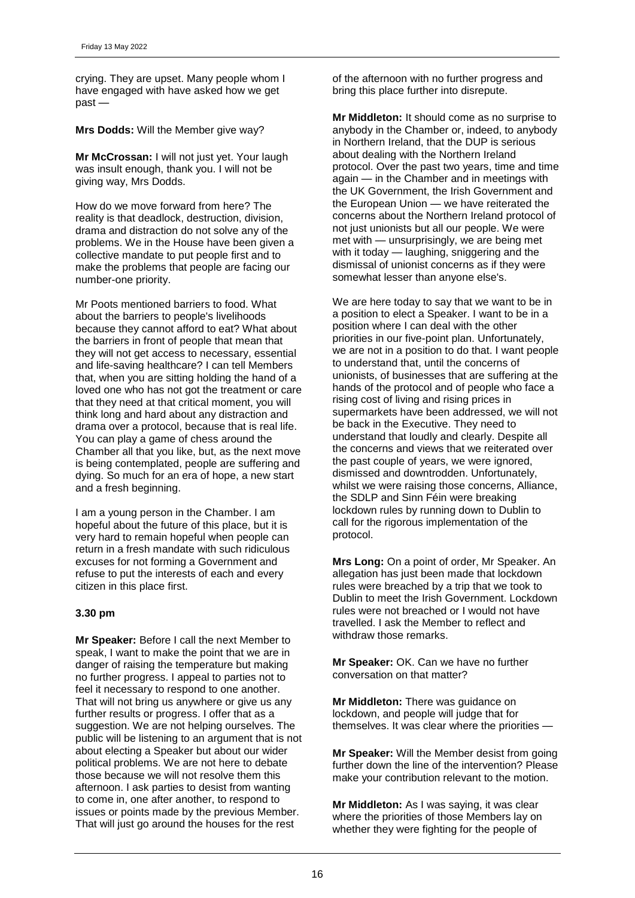crying. They are upset. Many people whom I have engaged with have asked how we get past —

**Mrs Dodds:** Will the Member give way?

**Mr McCrossan:** I will not just yet. Your laugh was insult enough, thank you. I will not be giving way, Mrs Dodds.

How do we move forward from here? The reality is that deadlock, destruction, division, drama and distraction do not solve any of the problems. We in the House have been given a collective mandate to put people first and to make the problems that people are facing our number-one priority.

Mr Poots mentioned barriers to food. What about the barriers to people's livelihoods because they cannot afford to eat? What about the barriers in front of people that mean that they will not get access to necessary, essential and life-saving healthcare? I can tell Members that, when you are sitting holding the hand of a loved one who has not got the treatment or care that they need at that critical moment, you will think long and hard about any distraction and drama over a protocol, because that is real life. You can play a game of chess around the Chamber all that you like, but, as the next move is being contemplated, people are suffering and dying. So much for an era of hope, a new start and a fresh beginning.

I am a young person in the Chamber. I am hopeful about the future of this place, but it is very hard to remain hopeful when people can return in a fresh mandate with such ridiculous excuses for not forming a Government and refuse to put the interests of each and every citizen in this place first.

**3.30 pm**

**Mr Speaker:** Before I call the next Member to speak, I want to make the point that we are in danger of raising the temperature but making no further progress. I appeal to parties not to feel it necessary to respond to one another. That will not bring us anywhere or give us any further results or progress. I offer that as a suggestion. We are not helping ourselves. The public will be listening to an argument that is not about electing a Speaker but about our wider political problems. We are not here to debate those because we will not resolve them this afternoon. I ask parties to desist from wanting to come in, one after another, to respond to issues or points made by the previous Member. That will just go around the houses for the rest of the afternoon with no further progress and bring this place further into disrepute.

**Mr Middleton:** It should come as no surprise to anybody in the Chamber or, indeed, to anybody in Northern Ireland, that the DUP is serious about dealing with the Northern Ireland protocol. Over the past two years, time and time again — in the Chamber and in meetings with the UK Government, the Irish Government and the European Union — we have reiterated the concerns about the Northern Ireland protocol of not just unionists but all our people. We were met with — unsurprisingly, we are being met with it today — laughing, sniggering and the dismissal of unionist concerns as if they were somewhat lesser than anyone else's.

We are here today to say that we want to be in a position to elect a Speaker. I want to be in a position where I can deal with the other priorities in our five-point plan. Unfortunately, we are not in a position to do that. I want people to understand that, until the concerns of unionists, of businesses that are suffering at the hands of the protocol and of people who face a rising cost of living and rising prices in supermarkets have been addressed, we will not be back in the Executive. They need to understand that loudly and clearly. Despite all the concerns and views that we reiterated over the past couple of years, we were ignored, dismissed and downtrodden. Unfortunately, whilst we were raising those concerns, Alliance, the SDLP and Sinn Féin were breaking lockdown rules by running down to Dublin to call for the rigorous implementation of the protocol.

**Mrs Long:** On a point of order, Mr Speaker. An allegation has just been made that lockdown rules were breached by a trip that we took to Dublin to meet the Irish Government. Lockdown rules were not breached or I would not have travelled. I ask the Member to reflect and withdraw those remarks.

**Mr Speaker:** OK. Can we have no further conversation on that matter?

**Mr Middleton:** There was guidance on lockdown, and people will judge that for themselves. It was clear where the priorities —

**Mr Speaker:** Will the Member desist from going further down the line of the intervention? Please make your contribution relevant to the motion.

**Mr Middleton:** As I was saying, it was clear where the priorities of those Members lay on whether they were fighting for the people of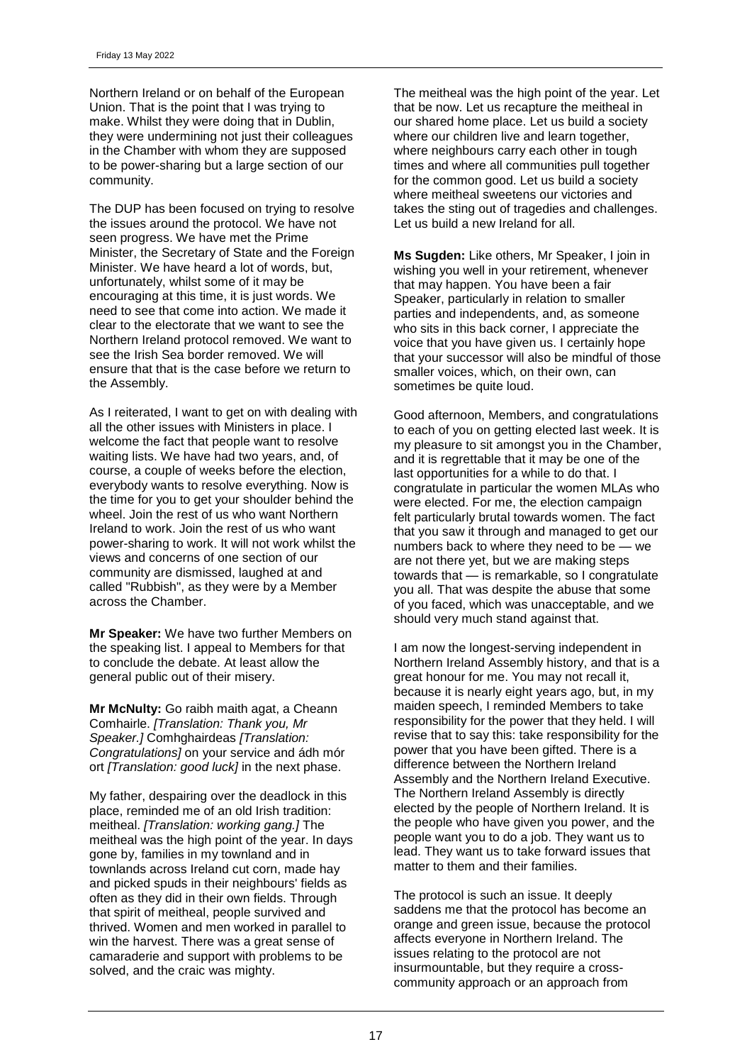Northern Ireland or on behalf of the European Union. That is the point that I was trying to make. Whilst they were doing that in Dublin, they were undermining not just their colleagues in the Chamber with whom they are supposed to be power-sharing but a large section of our community.

The DUP has been focused on trying to resolve the issues around the protocol. We have not seen progress. We have met the Prime Minister, the Secretary of State and the Foreign Minister. We have heard a lot of words, but, unfortunately, whilst some of it may be encouraging at this time, it is just words. We need to see that come into action. We made it clear to the electorate that we want to see the Northern Ireland protocol removed. We want to see the Irish Sea border removed. We will ensure that that is the case before we return to the Assembly.

As I reiterated, I want to get on with dealing with all the other issues with Ministers in place. I welcome the fact that people want to resolve waiting lists. We have had two years, and, of course, a couple of weeks before the election, everybody wants to resolve everything. Now is the time for you to get your shoulder behind the wheel. Join the rest of us who want Northern Ireland to work. Join the rest of us who want power-sharing to work. It will not work whilst the views and concerns of one section of our community are dismissed, laughed at and called "Rubbish", as they were by a Member across the Chamber.

**Mr Speaker:** We have two further Members on the speaking list. I appeal to Members for that to conclude the debate. At least allow the general public out of their misery.

**Mr McNulty:** Go raibh maith agat, a Cheann Comhairle. *[Translation: Thank you, Mr Speaker.]* Comhghairdeas *[Translation: Congratulations]* on your service and ádh mór ort *[Translation: good luck]* in the next phase.

My father, despairing over the deadlock in this place, reminded me of an old Irish tradition: meitheal. *[Translation: working gang.]* The meitheal was the high point of the year. In days gone by, families in my townland and in townlands across Ireland cut corn, made hay and picked spuds in their neighbours' fields as often as they did in their own fields. Through that spirit of meitheal, people survived and thrived. Women and men worked in parallel to win the harvest. There was a great sense of camaraderie and support with problems to be solved, and the craic was mighty.

The meitheal was the high point of the year. Let that be now. Let us recapture the meitheal in our shared home place. Let us build a society where our children live and learn together, where neighbours carry each other in tough times and where all communities pull together for the common good. Let us build a society where meitheal sweetens our victories and takes the sting out of tragedies and challenges. Let us build a new Ireland for all.

**Ms Sugden:** Like others, Mr Speaker, I join in wishing you well in your retirement, whenever that may happen. You have been a fair Speaker, particularly in relation to smaller parties and independents, and, as someone who sits in this back corner, I appreciate the voice that you have given us. I certainly hope that your successor will also be mindful of those smaller voices, which, on their own, can sometimes be quite loud.

Good afternoon, Members, and congratulations to each of you on getting elected last week. It is my pleasure to sit amongst you in the Chamber, and it is regrettable that it may be one of the last opportunities for a while to do that. I congratulate in particular the women MLAs who were elected. For me, the election campaign felt particularly brutal towards women. The fact that you saw it through and managed to get our numbers back to where they need to be — we are not there yet, but we are making steps towards that — is remarkable, so I congratulate you all. That was despite the abuse that some of you faced, which was unacceptable, and we should very much stand against that.

I am now the longest-serving independent in Northern Ireland Assembly history, and that is a great honour for me. You may not recall it, because it is nearly eight years ago, but, in my maiden speech, I reminded Members to take responsibility for the power that they held. I will revise that to say this: take responsibility for the power that you have been gifted. There is a difference between the Northern Ireland Assembly and the Northern Ireland Executive. The Northern Ireland Assembly is directly elected by the people of Northern Ireland. It is the people who have given you power, and the people want you to do a job. They want us to lead. They want us to take forward issues that matter to them and their families.

The protocol is such an issue. It deeply saddens me that the protocol has become an orange and green issue, because the protocol affects everyone in Northern Ireland. The issues relating to the protocol are not insurmountable, but they require a cross-community approach or an approach from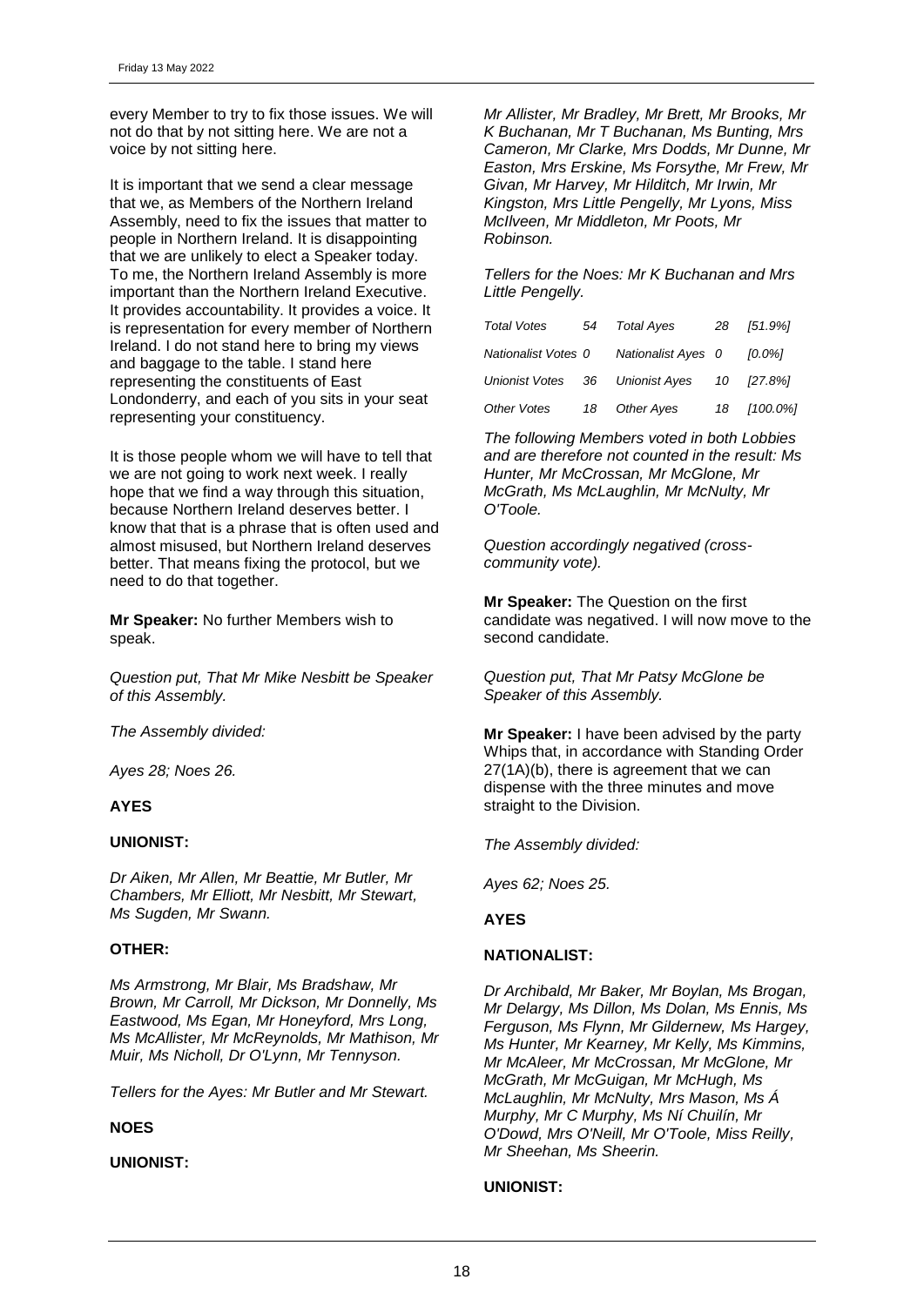every Member to try to fix those issues. We will not do that by not sitting here. We are not a voice by not sitting here.

It is important that we send a clear message that we, as Members of the Northern Ireland Assembly, need to fix the issues that matter to people in Northern Ireland. It is disappointing that we are unlikely to elect a Speaker today. To me, the Northern Ireland Assembly is more important than the Northern Ireland Executive. It provides accountability. It provides a voice. It is representation for every member of Northern Ireland. I do not stand here to bring my views and baggage to the table. I stand here representing the constituents of East Londonderry, and each of you sits in your seat representing your constituency.

It is those people whom we will have to tell that we are not going to work next week. I really hope that we find a way through this situation, because Northern Ireland deserves better. I know that that is a phrase that is often used and almost misused, but Northern Ireland deserves better. That means fixing the protocol, but we need to do that together.

**Mr Speaker:** No further Members wish to speak.

*Question put, That Mr Mike Nesbitt be Speaker of this Assembly.*

*The Assembly divided:*

*Ayes 28; Noes 26.*

**AYES**

**UNIONIST:**

*Dr Aiken, Mr Allen, Mr Beattie, Mr Butler, Mr Chambers, Mr Elliott, Mr Nesbitt, Mr Stewart, Ms Sugden, Mr Swann.*

**OTHER:**

*Ms Armstrong, Mr Blair, Ms Bradshaw, Mr Brown, Mr Carroll, Mr Dickson, Mr Donnelly, Ms Eastwood, Ms Egan, Mr Honeyford, Mrs Long, Ms McAllister, Mr McReynolds, Mr Mathison, Mr Muir, Ms Nicholl, Dr O'Lynn, Mr Tennyson.*

*Tellers for the Ayes: Mr Butler and Mr Stewart.*

**NOES**

**UNIONIST:**

*Mr Allister, Mr Bradley, Mr Brett, Mr Brooks, Mr K Buchanan, Mr T Buchanan, Ms Bunting, Mrs Cameron, Mr Clarke, Mrs Dodds, Mr Dunne, Mr Easton, Mrs Erskine, Ms Forsythe, Mr Frew, Mr Givan, Mr Harvey, Mr Hilditch, Mr Irwin, Mr Kingston, Mrs Little Pengelly, Mr Lyons, Miss McIlveen, Mr Middleton, Mr Poots, Mr Robinson.*

*Tellers for the Noes: Mr K Buchanan and Mrs Little Pengelly.*

| | | | | |
|---|---|---|---|---|
| *Total Votes* | *54* | *Total Ayes* | *28* | *[51.9%]* |
| *Nationalist Votes* | *0* | *Nationalist Ayes* | *0* | *[0.0%]* |
| *Unionist Votes* | *36* | *Unionist Ayes* | *10* | *[27.8%]* |
| *Other Votes* | *18* | *Other Ayes* | *18* | *[100.0%]* |

*The following Members voted in both Lobbies and are therefore not counted in the result: Ms Hunter, Mr McCrossan, Mr McGlone, Mr McGrath, Ms McLaughlin, Mr McNulty, Mr O'Toole.*

*Question accordingly negatived (cross-community vote).*

**Mr Speaker:** The Question on the first candidate was negatived. I will now move to the second candidate.

*Question put, That Mr Patsy McGlone be Speaker of this Assembly.*

**Mr Speaker:** I have been advised by the party Whips that, in accordance with Standing Order 27(1A)(b), there is agreement that we can dispense with the three minutes and move straight to the Division.

*The Assembly divided:*

*Ayes 62; Noes 25.*

**AYES**

**NATIONALIST:**

*Dr Archibald, Mr Baker, Mr Boylan, Ms Brogan, Mr Delargy, Ms Dillon, Ms Dolan, Ms Ennis, Ms Ferguson, Ms Flynn, Mr Gildernew, Ms Hargey, Ms Hunter, Mr Kearney, Mr Kelly, Ms Kimmins, Mr McAleer, Mr McCrossan, Mr McGlone, Mr McGrath, Mr McGuigan, Mr McHugh, Ms McLaughlin, Mr McNulty, Mrs Mason, Ms Á Murphy, Mr C Murphy, Ms Ní Chuilín, Mr O'Dowd, Mrs O'Neill, Mr O'Toole, Miss Reilly, Mr Sheehan, Ms Sheerin.*

**UNIONIST:**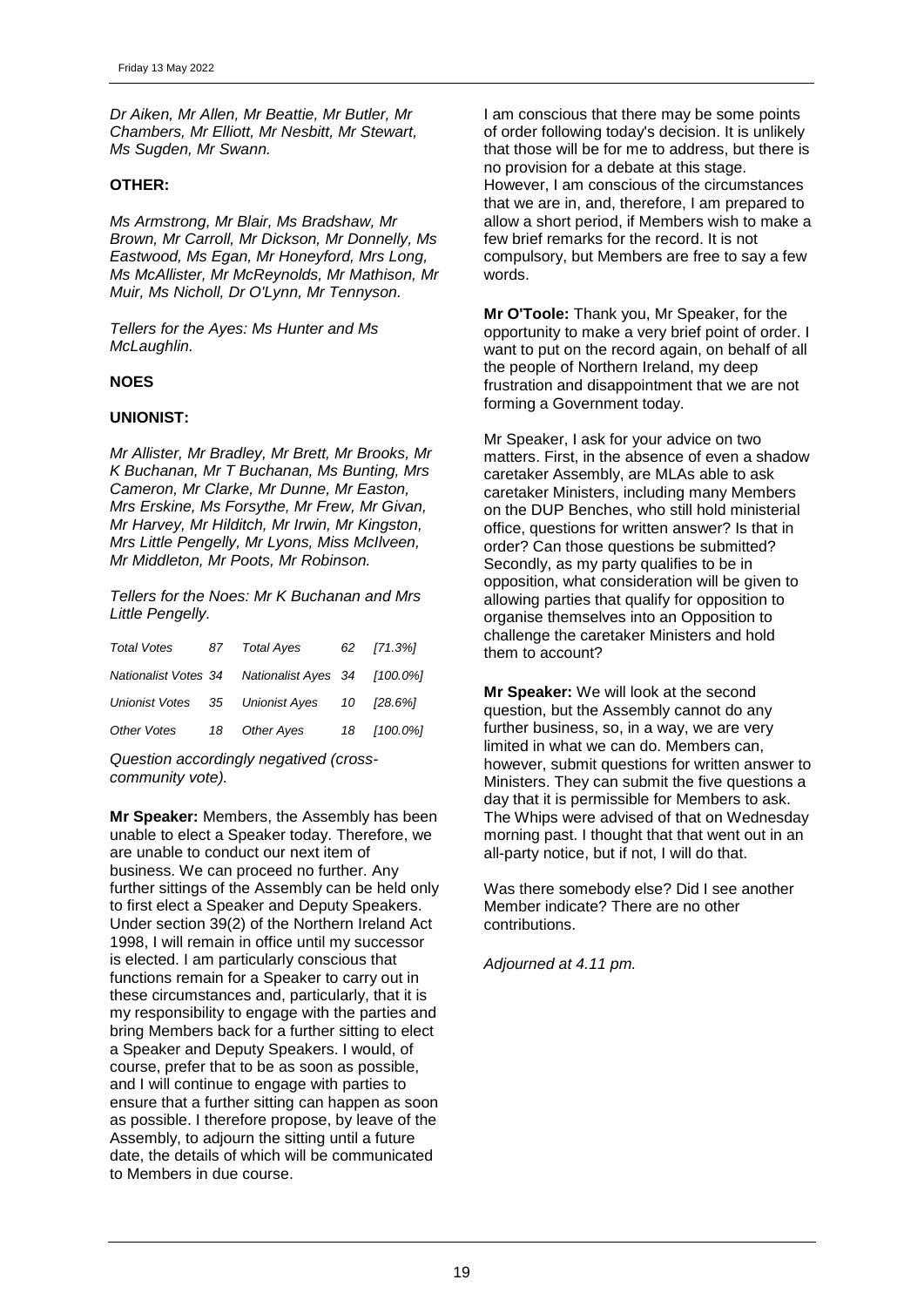*Dr Aiken, Mr Allen, Mr Beattie, Mr Butler, Mr Chambers, Mr Elliott, Mr Nesbitt, Mr Stewart, Ms Sugden, Mr Swann.*

**OTHER:**

*Ms Armstrong, Mr Blair, Ms Bradshaw, Mr Brown, Mr Carroll, Mr Dickson, Mr Donnelly, Ms Eastwood, Ms Egan, Mr Honeyford, Mrs Long, Ms McAllister, Mr McReynolds, Mr Mathison, Mr Muir, Ms Nicholl, Dr O'Lynn, Mr Tennyson.*

*Tellers for the Ayes: Ms Hunter and Ms McLaughlin.*

**NOES**

**UNIONIST:**

*Mr Allister, Mr Bradley, Mr Brett, Mr Brooks, Mr K Buchanan, Mr T Buchanan, Ms Bunting, Mrs Cameron, Mr Clarke, Mr Dunne, Mr Easton, Mrs Erskine, Ms Forsythe, Mr Frew, Mr Givan, Mr Harvey, Mr Hilditch, Mr Irwin, Mr Kingston, Mrs Little Pengelly, Mr Lyons, Miss McIlveen, Mr Middleton, Mr Poots, Mr Robinson.*

*Tellers for the Noes: Mr K Buchanan and Mrs Little Pengelly.*

| | | | | |
|---|---|---|---|---|
| *Total Votes* | *87* | *Total Ayes* | *62* | *[71.3%]* |
| *Nationalist Votes* | *34* | *Nationalist Ayes* | *34* | *[100.0%]* |
| *Unionist Votes* | *35* | *Unionist Ayes* | *10* | *[28.6%]* |
| *Other Votes* | *18* | *Other Ayes* | *18* | *[100.0%]* |

*Question accordingly negatived (cross-community vote).*

**Mr Speaker:** Members, the Assembly has been unable to elect a Speaker today. Therefore, we are unable to conduct our next item of business. We can proceed no further. Any further sittings of the Assembly can be held only to first elect a Speaker and Deputy Speakers. Under section 39(2) of the Northern Ireland Act 1998, I will remain in office until my successor is elected. I am particularly conscious that functions remain for a Speaker to carry out in these circumstances and, particularly, that it is my responsibility to engage with the parties and bring Members back for a further sitting to elect a Speaker and Deputy Speakers. I would, of course, prefer that to be as soon as possible, and I will continue to engage with parties to ensure that a further sitting can happen as soon as possible. I therefore propose, by leave of the Assembly, to adjourn the sitting until a future date, the details of which will be communicated to Members in due course.

I am conscious that there may be some points of order following today's decision. It is unlikely that those will be for me to address, but there is no provision for a debate at this stage. However, I am conscious of the circumstances that we are in, and, therefore, I am prepared to allow a short period, if Members wish to make a few brief remarks for the record. It is not compulsory, but Members are free to say a few words.

**Mr O'Toole:** Thank you, Mr Speaker, for the opportunity to make a very brief point of order. I want to put on the record again, on behalf of all the people of Northern Ireland, my deep frustration and disappointment that we are not forming a Government today.

Mr Speaker, I ask for your advice on two matters. First, in the absence of even a shadow caretaker Assembly, are MLAs able to ask caretaker Ministers, including many Members on the DUP Benches, who still hold ministerial office, questions for written answer? Is that in order? Can those questions be submitted? Secondly, as my party qualifies to be in opposition, what consideration will be given to allowing parties that qualify for opposition to organise themselves into an Opposition to challenge the caretaker Ministers and hold them to account?

**Mr Speaker:** We will look at the second question, but the Assembly cannot do any further business, so, in a way, we are very limited in what we can do. Members can, however, submit questions for written answer to Ministers. They can submit the five questions a day that it is permissible for Members to ask. The Whips were advised of that on Wednesday morning past. I thought that that went out in an all-party notice, but if not, I will do that.

Was there somebody else? Did I see another Member indicate? There are no other contributions.

*Adjourned at 4.11 pm.*